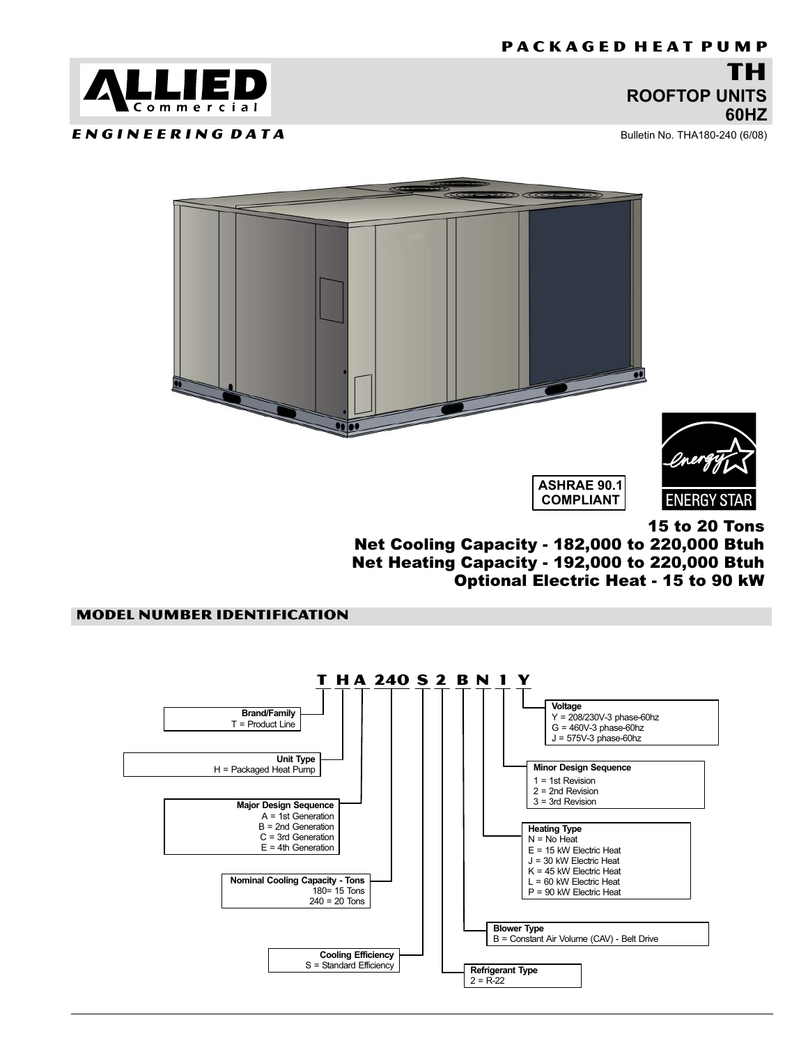# PACKAGED HEAT PUMP

## TH ROOFTOP UNITS 60HZ

**ALLIED Commercial**

*ENGINEERING DATA*

Bulletin No. THA180-240 (6/08)

ASHRAE 90.1 COMPLIANT

ENERGY STAR

**15 to 20 Tons**
**Net Cooling Capacity - 182,000 to 220,000 Btuh**
**Net Heating Capacity - 192,000 to 220,000 Btuh**
**Optional Electric Heat - 15 to 90 kW**

## MODEL NUMBER IDENTIFICATION

**T H A 240 S 2 B N 1 Y**

**Brand/Family**
T = Product Line

**Unit Type**
H = Packaged Heat Pump

**Major Design Sequence**
A = 1st Generation
B = 2nd Generation
C = 3rd Generation
E = 4th Generation

**Nominal Cooling Capacity - Tons**
180= 15 Tons
240 = 20 Tons

**Cooling Efficiency**
S = Standard Efficiency

**Refrigerant Type**
2 = R-22

**Blower Type**
B = Constant Air Volume (CAV) - Belt Drive

**Heating Type**
N = No Heat
E = 15 kW Electric Heat
J = 30 kW Electric Heat
K = 45 kW Electric Heat
L = 60 kW Electric Heat
P = 90 kW Electric Heat

**Minor Design Sequence**
1 = 1st Revision
2 = 2nd Revision
3 = 3rd Revision

**Voltage**
Y = 208/230V-3 phase-60hz
G = 460V-3 phase-60hz
J = 575V-3 phase-60hz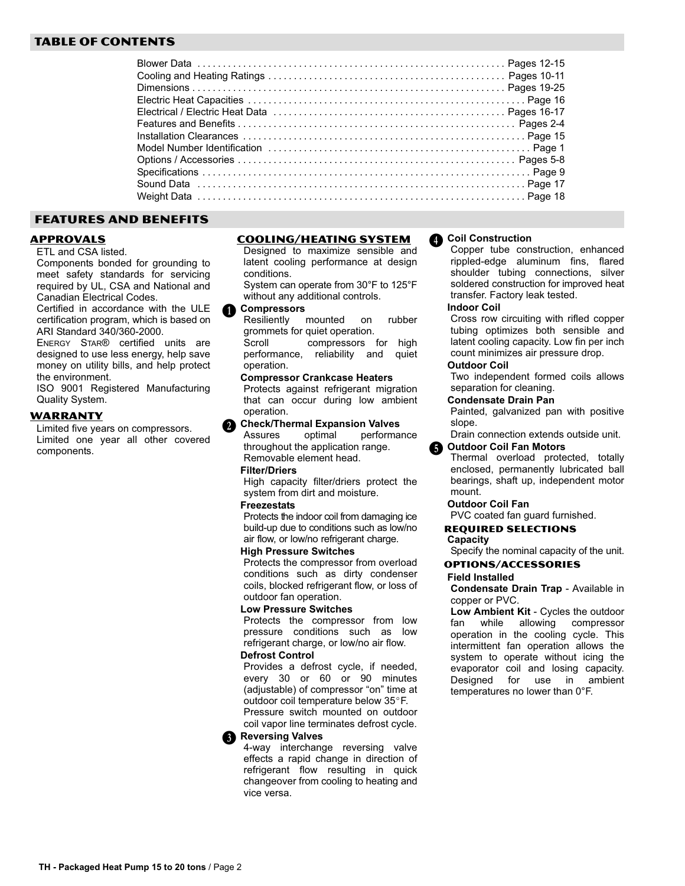## TABLE OF CONTENTS

| | |
|---|---|
| Blower Data | Pages 12-15 |
| Cooling and Heating Ratings | Pages 10-11 |
| Dimensions | Pages 19-25 |
| Electric Heat Capacities | Page 16 |
| Electrical / Electric Heat Data | Pages 16-17 |
| Features and Benefits | Pages 2-4 |
| Installation Clearances | Page 15 |
| Model Number Identification | Page 1 |
| Options / Accessories | Pages 5-8 |
| Specifications | Page 9 |
| Sound Data | Page 17 |
| Weight Data | Page 18 |

## FEATURES AND BENEFITS

### APPROVALS

ETL and CSA listed.

Components bonded for grounding to meet safety standards for servicing required by UL, CSA and National and Canadian Electrical Codes.

Certified in accordance with the ULE certification program, which is based on ARI Standard 340/360-2000.

ENERGY STAR® certified units are designed to use less energy, help save money on utility bills, and help protect the environment.

ISO 9001 Registered Manufacturing Quality System.

### WARRANTY

Limited five years on compressors.

Limited one year all other covered components.

### COOLING/HEATING SYSTEM

Designed to maximize sensible and latent cooling performance at design conditions.

System can operate from 30°F to 125°F without any additional controls.

**1 Compressors**

Resiliently mounted on rubber grommets for quiet operation.

Scroll compressors for high performance, reliability and quiet operation.

**Compressor Crankcase Heaters**

Protects against refrigerant migration that can occur during low ambient operation.

**2 Check/Thermal Expansion Valves**

Assures optimal performance throughout the application range.

Removable element head.

**Filter/Driers**

High capacity filter/driers protect the system from dirt and moisture.

**Freezestats**

Protects the indoor coil from damaging ice build-up due to conditions such as low/no air flow, or low/no refrigerant charge.

**High Pressure Switches**

Protects the compressor from overload conditions such as dirty condenser coils, blocked refrigerant flow, or loss of outdoor fan operation.

**Low Pressure Switches**

Protects the compressor from low pressure conditions such as low refrigerant charge, or low/no air flow.

**Defrost Control**

Provides a defrost cycle, if needed, every 30 or 60 or 90 minutes (adjustable) of compressor "on" time at outdoor coil temperature below 35°F.

Pressure switch mounted on outdoor coil vapor line terminates defrost cycle.

**3 Reversing Valves**

4-way interchange reversing valve effects a rapid change in direction of refrigerant flow resulting in quick changeover from cooling to heating and vice versa.

**4 Coil Construction**

Copper tube construction, enhanced rippled-edge aluminum fins, flared shoulder tubing connections, silver soldered construction for improved heat transfer. Factory leak tested.

**Indoor Coil**

Cross row circuiting with rifled copper tubing optimizes both sensible and latent cooling capacity. Low fin per inch count minimizes air pressure drop.

**Outdoor Coil**

Two independent formed coils allows separation for cleaning.

**Condensate Drain Pan**

Painted, galvanized pan with positive slope.

Drain connection extends outside unit.

**5 Outdoor Coil Fan Motors**

Thermal overload protected, totally enclosed, permanently lubricated ball bearings, shaft up, independent motor mount.

**Outdoor Coil Fan**

PVC coated fan guard furnished.

### REQUIRED SELECTIONS

**Capacity**

Specify the nominal capacity of the unit.

### OPTIONS/ACCESSORIES

**Field Installed**

**Condensate Drain Trap** - Available in copper or PVC.

**Low Ambient Kit** - Cycles the outdoor fan while allowing compressor operation in the cooling cycle. This intermittent fan operation allows the system to operate without icing the evaporator coil and losing capacity. Designed for use in ambient temperatures no lower than 0°F.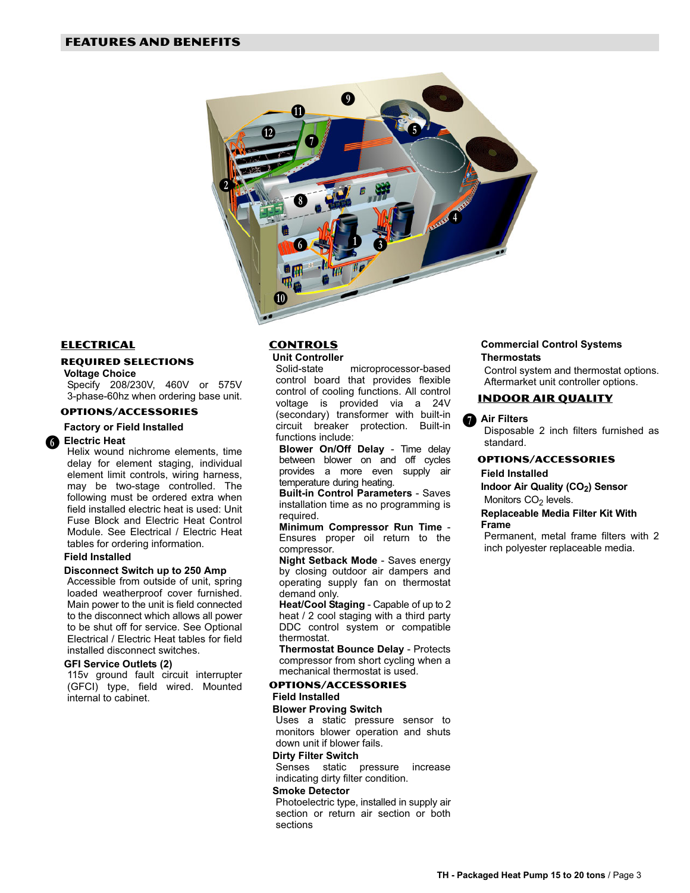## FEATURES AND BENEFITS

### ELECTRICAL

#### REQUIRED SELECTIONS

**Voltage Choice**

Specify 208/230V, 460V or 575V 3-phase-60hz when ordering base unit.

#### OPTIONS/ACCESSORIES

**Factory or Field Installed**

6 **Electric Heat**

Helix wound nichrome elements, time delay for element staging, individual element limit controls, wiring harness, may be two-stage controlled. The following must be ordered extra when field installed electric heat is used: Unit Fuse Block and Electric Heat Control Module. See Electrical / Electric Heat tables for ordering information.

**Field Installed**

**Disconnect Switch up to 250 Amp**

Accessible from outside of unit, spring loaded weatherproof cover furnished. Main power to the unit is field connected to the disconnect which allows all power to be shut off for service. See Optional Electrical / Electric Heat tables for field installed disconnect switches.

**GFI Service Outlets (2)**

115v ground fault circuit interrupter (GFCI) type, field wired. Mounted internal to cabinet.

### CONTROLS

**Unit Controller**

Solid-state microprocessor-based control board that provides flexible control of cooling functions. All control voltage is provided via a 24V (secondary) transformer with built-in circuit breaker protection. Built-in functions include:

**Blower On/Off Delay** - Time delay between blower on and off cycles provides a more even supply air temperature during heating.

**Built-in Control Parameters** - Saves installation time as no programming is required.

**Minimum Compressor Run Time** - Ensures proper oil return to the compressor.

**Night Setback Mode** - Saves energy by closing outdoor air dampers and operating supply fan on thermostat demand only.

**Heat/Cool Staging** - Capable of up to 2 heat / 2 cool staging with a third party DDC control system or compatible thermostat.

**Thermostat Bounce Delay** - Protects compressor from short cycling when a mechanical thermostat is used.

#### OPTIONS/ACCESSORIES

**Field Installed**

**Blower Proving Switch**

Uses a static pressure sensor to monitors blower operation and shuts down unit if blower fails.

**Dirty Filter Switch**

Senses static pressure increase indicating dirty filter condition.

**Smoke Detector**

Photoelectric type, installed in supply air section or return air section or both sections

**Commercial Control Systems**

**Thermostats**

Control system and thermostat options. Aftermarket unit controller options.

### INDOOR AIR QUALITY

7 **Air Filters**

Disposable 2 inch filters furnished as standard.

#### OPTIONS/ACCESSORIES

**Field Installed**

**Indoor Air Quality ($CO_2$) Sensor**

Monitors $CO_2$ levels.

**Replaceable Media Filter Kit With Frame**

Permanent, metal frame filters with 2 inch polyester replaceable media.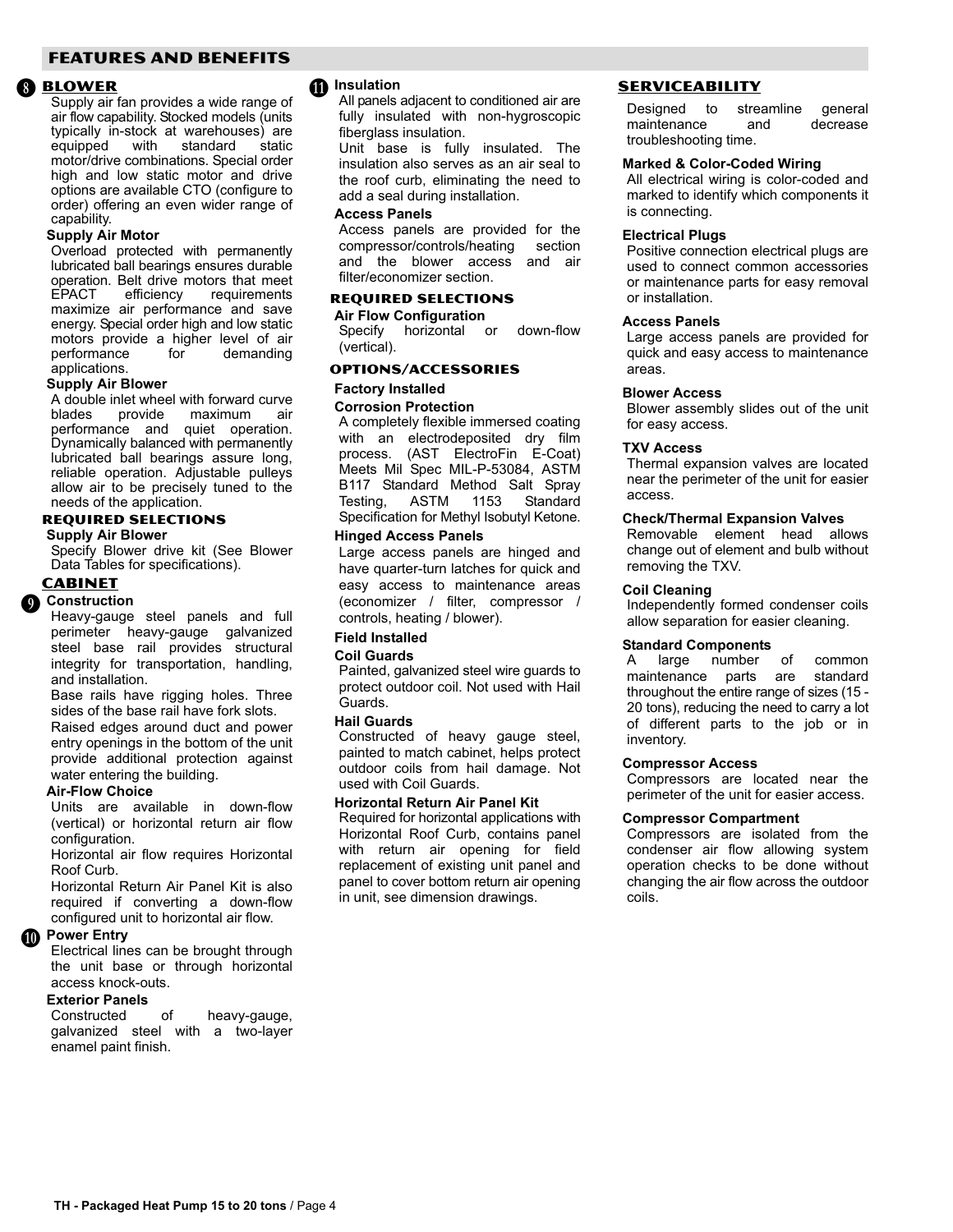## FEATURES AND BENEFITS

### 8 BLOWER

Supply air fan provides a wide range of air flow capability. Stocked models (units typically in-stock at warehouses) are equipped with standard static motor/drive combinations. Special order high and low static motor and drive options are available CTO (configure to order) offering an even wider range of capability.

**Supply Air Motor**

Overload protected with permanently lubricated ball bearings ensures durable operation. Belt drive motors that meet EPACT efficiency requirements maximize air performance and save energy. Special order high and low static motors provide a higher level of air performance for demanding applications.

**Supply Air Blower**

A double inlet wheel with forward curve blades provide maximum air performance and quiet operation. Dynamically balanced with permanently lubricated ball bearings assure long, reliable operation. Adjustable pulleys allow air to be precisely tuned to the needs of the application.

#### REQUIRED SELECTIONS

**Supply Air Blower**

Specify Blower drive kit (See Blower Data Tables for specifications).

### CABINET

**9 Construction**

Heavy-gauge steel panels and full perimeter heavy-gauge galvanized steel base rail provides structural integrity for transportation, handling, and installation.

Base rails have rigging holes. Three sides of the base rail have fork slots.

Raised edges around duct and power entry openings in the bottom of the unit provide additional protection against water entering the building.

**Air-Flow Choice**

Units are available in down-flow (vertical) or horizontal return air flow configuration.

Horizontal air flow requires Horizontal Roof Curb.

Horizontal Return Air Panel Kit is also required if converting a down-flow configured unit to horizontal air flow.

**10 Power Entry**

Electrical lines can be brought through the unit base or through horizontal access knock-outs.

**Exterior Panels**

Constructed of heavy-gauge, galvanized steel with a two-layer enamel paint finish.

**11 Insulation**

All panels adjacent to conditioned air are fully insulated with non-hygroscopic fiberglass insulation.

Unit base is fully insulated. The insulation also serves as an air seal to the roof curb, eliminating the need to add a seal during installation.

**Access Panels**

Access panels are provided for the compressor/controls/heating section and the blower access and air filter/economizer section.

#### REQUIRED SELECTIONS

**Air Flow Configuration**

Specify horizontal or down-flow (vertical).

#### OPTIONS/ACCESSORIES

**Factory Installed**

**Corrosion Protection**

A completely flexible immersed coating with an electrodeposited dry film process. (AST ElectroFin E-Coat) Meets Mil Spec MIL-P-53084, ASTM B117 Standard Method Salt Spray Testing, ASTM 1153 Standard Specification for Methyl Isobutyl Ketone.

**Hinged Access Panels**

Large access panels are hinged and have quarter-turn latches for quick and easy access to maintenance areas (economizer / filter, compressor / controls, heating / blower).

**Field Installed**

**Coil Guards**

Painted, galvanized steel wire guards to protect outdoor coil. Not used with Hail Guards.

**Hail Guards**

Constructed of heavy gauge steel, painted to match cabinet, helps protect outdoor coils from hail damage. Not used with Coil Guards.

**Horizontal Return Air Panel Kit**

Required for horizontal applications with Horizontal Roof Curb, contains panel with return air opening for field replacement of existing unit panel and panel to cover bottom return air opening in unit, see dimension drawings.

### SERVICEABILITY

Designed to streamline general maintenance and decrease troubleshooting time.

**Marked & Color-Coded Wiring**

All electrical wiring is color-coded and marked to identify which components it is connecting.

**Electrical Plugs**

Positive connection electrical plugs are used to connect common accessories or maintenance parts for easy removal or installation.

**Access Panels**

Large access panels are provided for quick and easy access to maintenance areas.

**Blower Access**

Blower assembly slides out of the unit for easy access.

**TXV Access**

Thermal expansion valves are located near the perimeter of the unit for easier access.

**Check/Thermal Expansion Valves**

Removable element head allows change out of element and bulb without removing the TXV.

**Coil Cleaning**

Independently formed condenser coils allow separation for easier cleaning.

**Standard Components**

A large number of common maintenance parts are standard throughout the entire range of sizes (15 - 20 tons), reducing the need to carry a lot of different parts to the job or in inventory.

**Compressor Access**

Compressors are located near the perimeter of the unit for easier access.

**Compressor Compartment**

Compressors are isolated from the condenser air flow allowing system operation checks to be done without changing the air flow across the outdoor coils.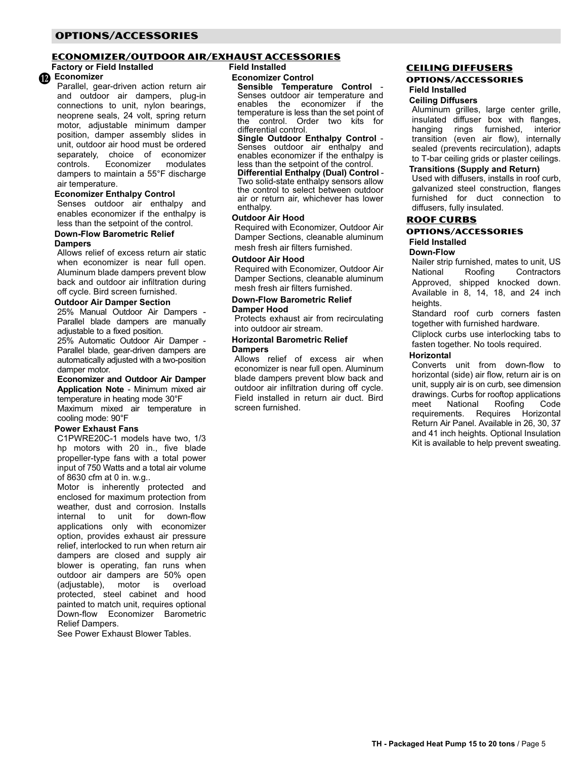## OPTIONS/ACCESSORIES

### ECONOMIZER/OUTDOOR AIR/EXHAUST ACCESSORIES

**Factory or Field Installed**

**12 Economizer**

Parallel, gear-driven action return air and outdoor air dampers, plug-in connections to unit, nylon bearings, neoprene seals, 24 volt, spring return motor, adjustable minimum damper position, damper assembly slides in unit, outdoor air hood must be ordered separately, choice of economizer controls. Economizer modulates dampers to maintain a 55°F discharge air temperature.

**Economizer Enthalpy Control**

Senses outdoor air enthalpy and enables economizer if the enthalpy is less than the setpoint of the control.

**Down-Flow Barometric Relief Dampers**

Allows relief of excess return air static when economizer is near full open. Aluminum blade dampers prevent blow back and outdoor air infiltration during off cycle. Bird screen furnished.

**Outdoor Air Damper Section**

25% Manual Outdoor Air Dampers - Parallel blade dampers are manually adjustable to a fixed position.

25% Automatic Outdoor Air Damper - Parallel blade, gear-driven dampers are automatically adjusted with a two-position damper motor.

**Economizer and Outdoor Air Damper Application Note** - Minimum mixed air temperature in heating mode 30°F

Maximum mixed air temperature in cooling mode: 90°F

**Power Exhaust Fans**

C1PWRE20C-1 models have two, 1/3 hp motors with 20 in., five blade propeller-type fans with a total power input of 750 Watts and a total air volume of 8630 cfm at 0 in. w.g..

Motor is inherently protected and enclosed for maximum protection from weather, dust and corrosion. Installs internal to unit for down-flow applications only with economizer option, provides exhaust air pressure relief, interlocked to run when return air dampers are closed and supply air blower is operating, fan runs when outdoor air dampers are 50% open (adjustable), motor is overload protected, steel cabinet and hood painted to match unit, requires optional Down-flow Economizer Barometric Relief Dampers.

See Power Exhaust Blower Tables.

**Field Installed**

**Economizer Control**

**Sensible Temperature Control** - Senses outdoor air temperature and enables the economizer if the temperature is less than the set point of the control. Order two kits for differential control.

**Single Outdoor Enthalpy Control** - Senses outdoor air enthalpy and enables economizer if the enthalpy is less than the setpoint of the control.

**Differential Enthalpy (Dual) Control** - Two solid-state enthalpy sensors allow the control to select between outdoor air or return air, whichever has lower enthalpy.

**Outdoor Air Hood**

Required with Economizer, Outdoor Air Damper Sections, cleanable aluminum mesh fresh air filters furnished.

**Outdoor Air Hood**

Required with Economizer, Outdoor Air Damper Sections, cleanable aluminum mesh fresh air filters furnished.

**Down-Flow Barometric Relief Damper Hood**

Protects exhaust air from recirculating into outdoor air stream.

**Horizontal Barometric Relief Dampers**

Allows relief of excess air when economizer is near full open. Aluminum blade dampers prevent blow back and outdoor air infiltration during off cycle. Field installed in return air duct. Bird screen furnished.

### CEILING DIFFUSERS

#### OPTIONS/ACCESSORIES

**Field Installed**

**Ceiling Diffusers**

Aluminum grilles, large center grille, insulated diffuser box with flanges, hanging rings furnished, interior transition (even air flow), internally sealed (prevents recirculation), adapts to T-bar ceiling grids or plaster ceilings.

**Transitions (Supply and Return)**

Used with diffusers, installs in roof curb, galvanized steel construction, flanges furnished for duct connection to diffusers, fully insulated.

### ROOF CURBS

#### OPTIONS/ACCESSORIES

**Field Installed**

**Down-Flow**

Nailer strip furnished, mates to unit, US National Roofing Contractors Approved, shipped knocked down. Available in 8, 14, 18, and 24 inch heights.

Standard roof curb corners fasten together with furnished hardware.

Cliplock curbs use interlocking tabs to fasten together. No tools required.

**Horizontal**

Converts unit from down-flow to horizontal (side) air flow, return air is on unit, supply air is on curb, see dimension drawings. Curbs for rooftop applications meet National Roofing Code requirements. Requires Horizontal Return Air Panel. Available in 26, 30, 37 and 41 inch heights. Optional Insulation Kit is available to help prevent sweating.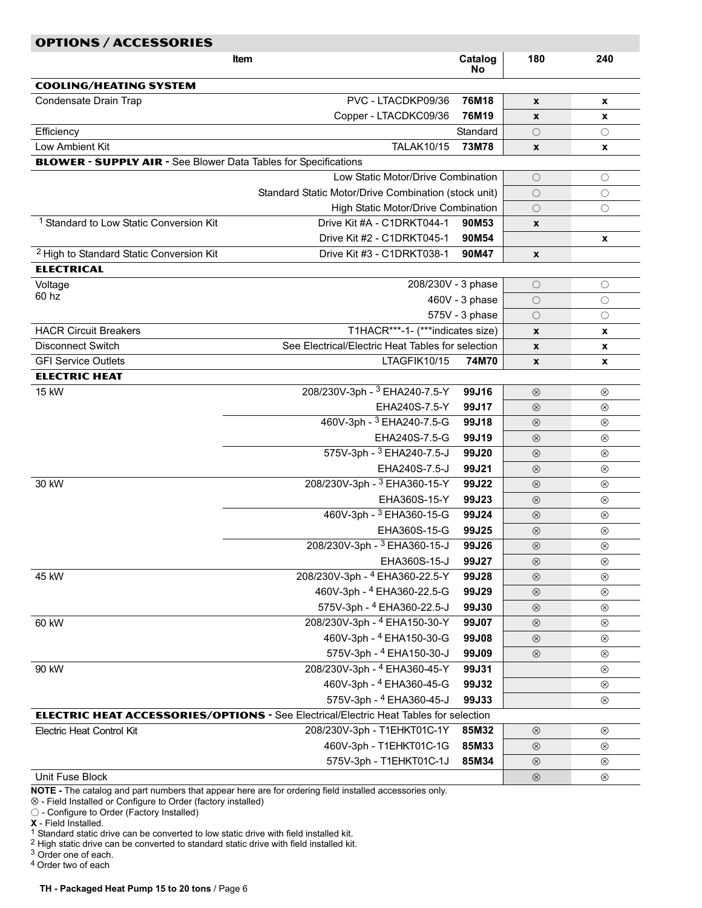## OPTIONS / ACCESSORIES

| Item | | Catalog No | 180 | 240 |
|---|---|---|---|---|
| **COOLING/HEATING SYSTEM** | | | | |
| Condensate Drain Trap | PVC - LTACDKP09/36 | **76M18** | **x** | **x** |
| | Copper - LTACDKC09/36 | **76M19** | **x** | **x** |
| Efficiency | | Standard | ○ | ○ |
| Low Ambient Kit | TALAK10/15 | **73M78** | **x** | **x** |
| **BLOWER - SUPPLY AIR** - See Blower Data Tables for Specifications | | | | |
| | Low Static Motor/Drive Combination | | ○ | ○ |
| | Standard Static Motor/Drive Combination (stock unit) | | ○ | ○ |
| | High Static Motor/Drive Combination | | ○ | ○ |
| [1] Standard to Low Static Conversion Kit | Drive Kit #A - C1DRKT044-1 | **90M53** | **x** | |
| | Drive Kit #2 - C1DRKT045-1 | **90M54** | | **x** |
| [2] High to Standard Static Conversion Kit | Drive Kit #3 - C1DRKT038-1 | **90M47** | **x** | |
| **ELECTRICAL** | | | | |
| Voltage 60 hz | 208/230V - 3 phase | | ○ | ○ |
| | 460V - 3 phase | | ○ | ○ |
| | 575V - 3 phase | | ○ | ○ |
| HACR Circuit Breakers | T1HACR***-1- (***indicates size) | | **x** | **x** |
| Disconnect Switch | See Electrical/Electric Heat Tables for selection | | **x** | **x** |
| GFI Service Outlets | LTAGFIK10/15 | **74M70** | **x** | **x** |
| **ELECTRIC HEAT** | | | | |
| 15 kW | 208/230V-3ph - [3] EHA240-7.5-Y | **99J16** | ⊗ | ⊗ |
| | EHA240S-7.5-Y | **99J17** | ⊗ | ⊗ |
| | 460V-3ph - [3] EHA240-7.5-G | **99J18** | ⊗ | ⊗ |
| | EHA240S-7.5-G | **99J19** | ⊗ | ⊗ |
| | 575V-3ph - [3] EHA240-7.5-J | **99J20** | ⊗ | ⊗ |
| | EHA240S-7.5-J | **99J21** | ⊗ | ⊗ |
| 30 kW | 208/230V-3ph - [3] EHA360-15-Y | **99J22** | ⊗ | ⊗ |
| | EHA360S-15-Y | **99J23** | ⊗ | ⊗ |
| | 460V-3ph - [3] EHA360-15-G | **99J24** | ⊗ | ⊗ |
| | EHA360S-15-G | **99J25** | ⊗ | ⊗ |
| | 208/230V-3ph - [3] EHA360-15-J | **99J26** | ⊗ | ⊗ |
| | EHA360S-15-J | **99J27** | ⊗ | ⊗ |
| 45 kW | 208/230V-3ph - [4] EHA360-22.5-Y | **99J28** | ⊗ | ⊗ |
| | 460V-3ph - [4] EHA360-22.5-G | **99J29** | ⊗ | ⊗ |
| | 575V-3ph - [4] EHA360-22.5-J | **99J30** | ⊗ | ⊗ |
| 60 kW | 208/230V-3ph - [4] EHA150-30-Y | **99J07** | ⊗ | ⊗ |
| | 460V-3ph - [4] EHA150-30-G | **99J08** | ⊗ | ⊗ |
| | 575V-3ph - [4] EHA150-30-J | **99J09** | ⊗ | ⊗ |
| 90 kW | 208/230V-3ph - [4] EHA360-45-Y | **99J31** | | ⊗ |
| | 460V-3ph - [4] EHA360-45-G | **99J32** | | ⊗ |
| | 575V-3ph - [4] EHA360-45-J | **99J33** | | ⊗ |
| **ELECTRIC HEAT ACCESSORIES/OPTIONS** - See Electrical/Electric Heat Tables for selection | | | | |
| Electric Heat Control Kit | 208/230V-3ph - T1EHKT01C-1Y | **85M32** | ⊗ | ⊗ |
| | 460V-3ph - T1EHKT01C-1G | **85M33** | ⊗ | ⊗ |
| | 575V-3ph - T1EHKT01C-1J | **85M34** | ⊗ | ⊗ |
| Unit Fuse Block | | | ⊗ | ⊗ |

**NOTE -** The catalog and part numbers that appear here are for ordering field installed accessories only.
⊗ - Field Installed or Configure to Order (factory installed)
○ - Configure to Order (Factory Installed)
**X** - Field Installed.
[1] Standard static drive can be converted to low static drive with field installed kit.
[2] High static drive can be converted to standard static drive with field installed kit.
[3] Order one of each.
[4] Order two of each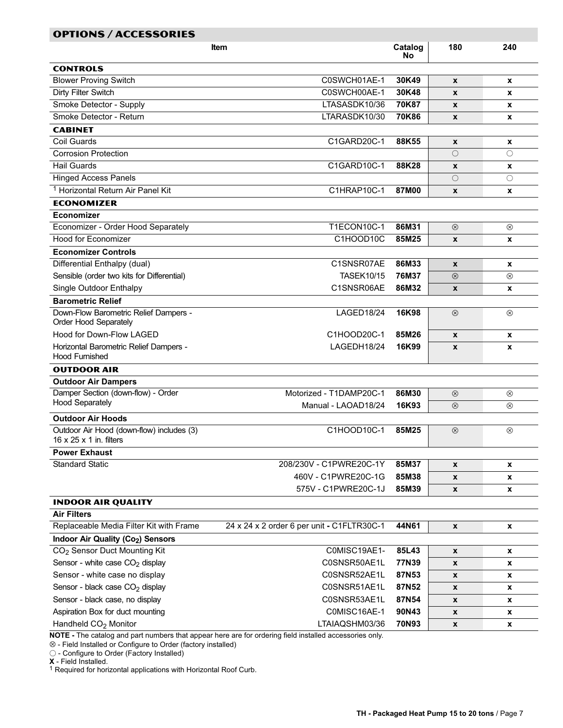## OPTIONS / ACCESSORIES

| Item | | Catalog No | 180 | 240 |
|---|---|---|---|---|
| **CONTROLS** | | | | |
| Blower Proving Switch | C0SWCH01AE-1 | **30K49** | x | x |
| Dirty Filter Switch | C0SWCH00AE-1 | **30K48** | x | x |
| Smoke Detector - Supply | LTASASDK10/36 | **70K87** | x | x |
| Smoke Detector - Return | LTARASDK10/30 | **70K86** | x | x |
| **CABINET** | | | | |
| Coil Guards | C1GARD20C-1 | **88K55** | x | x |
| Corrosion Protection | | | ○ | ○ |
| Hail Guards | C1GARD10C-1 | **88K28** | x | x |
| Hinged Access Panels | | | ○ | ○ |
| [1] Horizontal Return Air Panel Kit | C1HRAP10C-1 | **87M00** | x | x |
| **ECONOMIZER** | | | | |
| **Economizer** | | | | |
| Economizer - Order Hood Separately | T1ECON10C-1 | **86M31** | ⊗ | ⊗ |
| Hood for Economizer | C1HOOD10C | **85M25** | x | x |
| **Economizer Controls** | | | | |
| Differential Enthalpy (dual) | C1SNSR07AE | **86M33** | x | x |
| Sensible (order two kits for Differential) | TASEK10/15 | **76M37** | ⊗ | ⊗ |
| Single Outdoor Enthalpy | C1SNSR06AE | **86M32** | x | x |
| **Barometric Relief** | | | | |
| Down-Flow Barometric Relief Dampers - Order Hood Separately | LAGED18/24 | **16K98** | ⊗ | ⊗ |
| Hood for Down-Flow LAGED | C1HOOD20C-1 | **85M26** | x | x |
| Horizontal Barometric Relief Dampers - Hood Furnished | LAGEDH18/24 | **16K99** | x | x |
| **OUTDOOR AIR** | | | | |
| **Outdoor Air Dampers** | | | | |
| Damper Section (down-flow) - Order Hood Separately | Motorized - T1DAMP20C-1 | **86M30** | ⊗ | ⊗ |
| | Manual - LAOAD18/24 | **16K93** | ⊗ | ⊗ |
| **Outdoor Air Hoods** | | | | |
| Outdoor Air Hood (down-flow) includes (3) 16 x 25 x 1 in. filters | C1HOOD10C-1 | **85M25** | ⊗ | ⊗ |
| **Power Exhaust** | | | | |
| Standard Static | 208/230V - C1PWRE20C-1Y | **85M37** | x | x |
| | 460V - C1PWRE20C-1G | **85M38** | x | x |
| | 575V - C1PWRE20C-1J | **85M39** | x | x |
| **INDOOR AIR QUALITY** | | | | |
| **Air Filters** | | | | |
| Replaceable Media Filter Kit with Frame | 24 x 24 x 2 order 6 per unit - C1FLTR30C-1 | **44N61** | x | x |
| **Indoor Air Quality ($CO_2$) Sensors** | | | | |
| $CO_2$ Sensor Duct Mounting Kit | C0MISC19AE1- | **85L43** | x | x |
| Sensor - white case $CO_2$ display | C0SNSR50AE1L | **77N39** | x | x |
| Sensor - white case no display | C0SNSR52AE1L | **87N53** | x | x |
| Sensor - black case $CO_2$ display | C0SNSR51AE1L | **87N52** | x | x |
| Sensor - black case, no display | C0SNSR53AE1L | **87N54** | x | x |
| Aspiration Box for duct mounting | C0MISC16AE-1 | **90N43** | x | x |
| Handheld $CO_2$ Monitor | LTAIAQSHM03/36 | **70N93** | x | x |

**NOTE -** The catalog and part numbers that appear here are for ordering field installed accessories only.

⊗ - Field Installed or Configure to Order (factory installed)

○ - Configure to Order (Factory Installed)

**X** - Field Installed.

[1] Required for horizontal applications with Horizontal Roof Curb.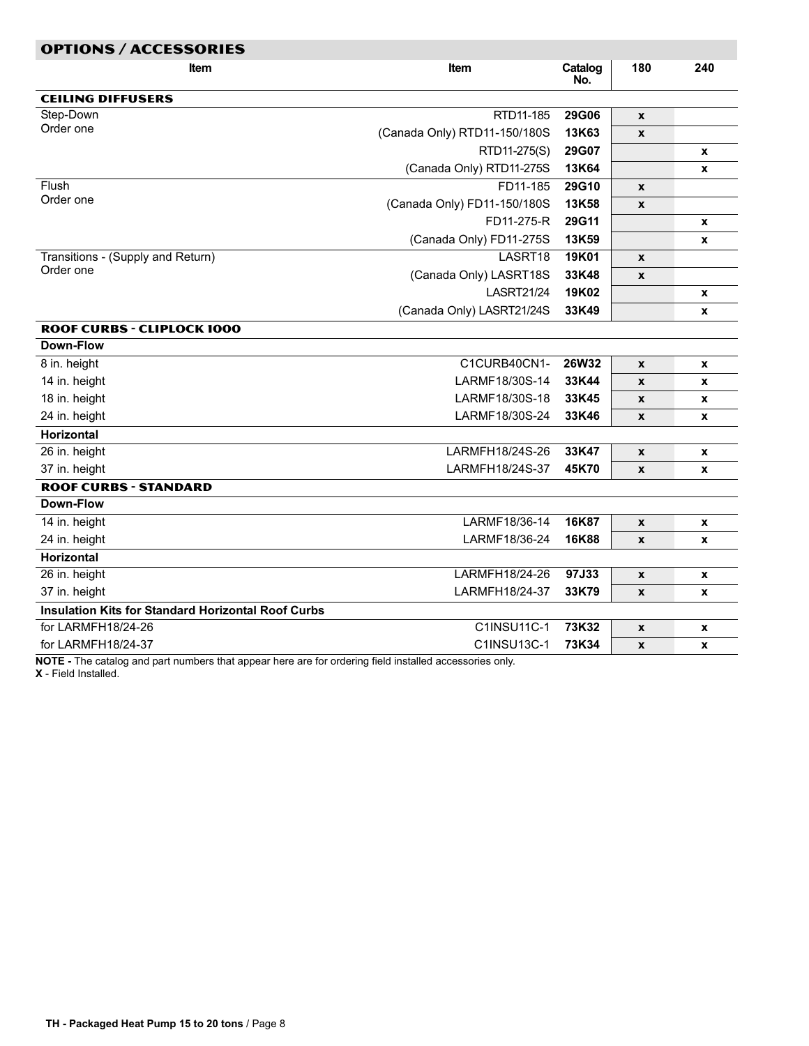## OPTIONS / ACCESSORIES

| Item | Item | Catalog No. | 180 | 240 |
|---|---|---|---|---|
| **CEILING DIFFUSERS** | | | | |
| Step-Down<br>Order one | RTD11-185 | **29G06** | x | |
| | (Canada Only) RTD11-150/180S | **13K63** | x | |
| | RTD11-275(S) | **29G07** | | x |
| | (Canada Only) RTD11-275S | **13K64** | | x |
| Flush<br>Order one | FD11-185 | **29G10** | x | |
| | (Canada Only) FD11-150/180S | **13K58** | x | |
| | FD11-275-R | **29G11** | | x |
| | (Canada Only) FD11-275S | **13K59** | | x |
| Transitions - (Supply and Return)<br>Order one | LASRT18 | **19K01** | x | |
| | (Canada Only) LASRT18S | **33K48** | x | |
| | LASRT21/24 | **19K02** | | x |
| | (Canada Only) LASRT21/24S | **33K49** | | x |
| **ROOF CURBS - CLIPLOCK 1000** | | | | |
| **Down-Flow** | | | | |
| 8 in. height | C1CURB40CN1- | **26W32** | x | x |
| 14 in. height | LARMF18/30S-14 | **33K44** | x | x |
| 18 in. height | LARMF18/30S-18 | **33K45** | x | x |
| 24 in. height | LARMF18/30S-24 | **33K46** | x | x |
| **Horizontal** | | | | |
| 26 in. height | LARMFH18/24S-26 | **33K47** | x | x |
| 37 in. height | LARMFH18/24S-37 | **45K70** | x | x |
| **ROOF CURBS - STANDARD** | | | | |
| **Down-Flow** | | | | |
| 14 in. height | LARMF18/36-14 | **16K87** | x | x |
| 24 in. height | LARMF18/36-24 | **16K88** | x | x |
| **Horizontal** | | | | |
| 26 in. height | LARMFH18/24-26 | **97J33** | x | x |
| 37 in. height | LARMFH18/24-37 | **33K79** | x | x |
| **Insulation Kits for Standard Horizontal Roof Curbs** | | | | |
| for LARMFH18/24-26 | C1INSU11C-1 | **73K32** | x | x |
| for LARMFH18/24-37 | C1INSU13C-1 | **73K34** | x | x |

**NOTE -** The catalog and part numbers that appear here are for ordering field installed accessories only.
**X** - Field Installed.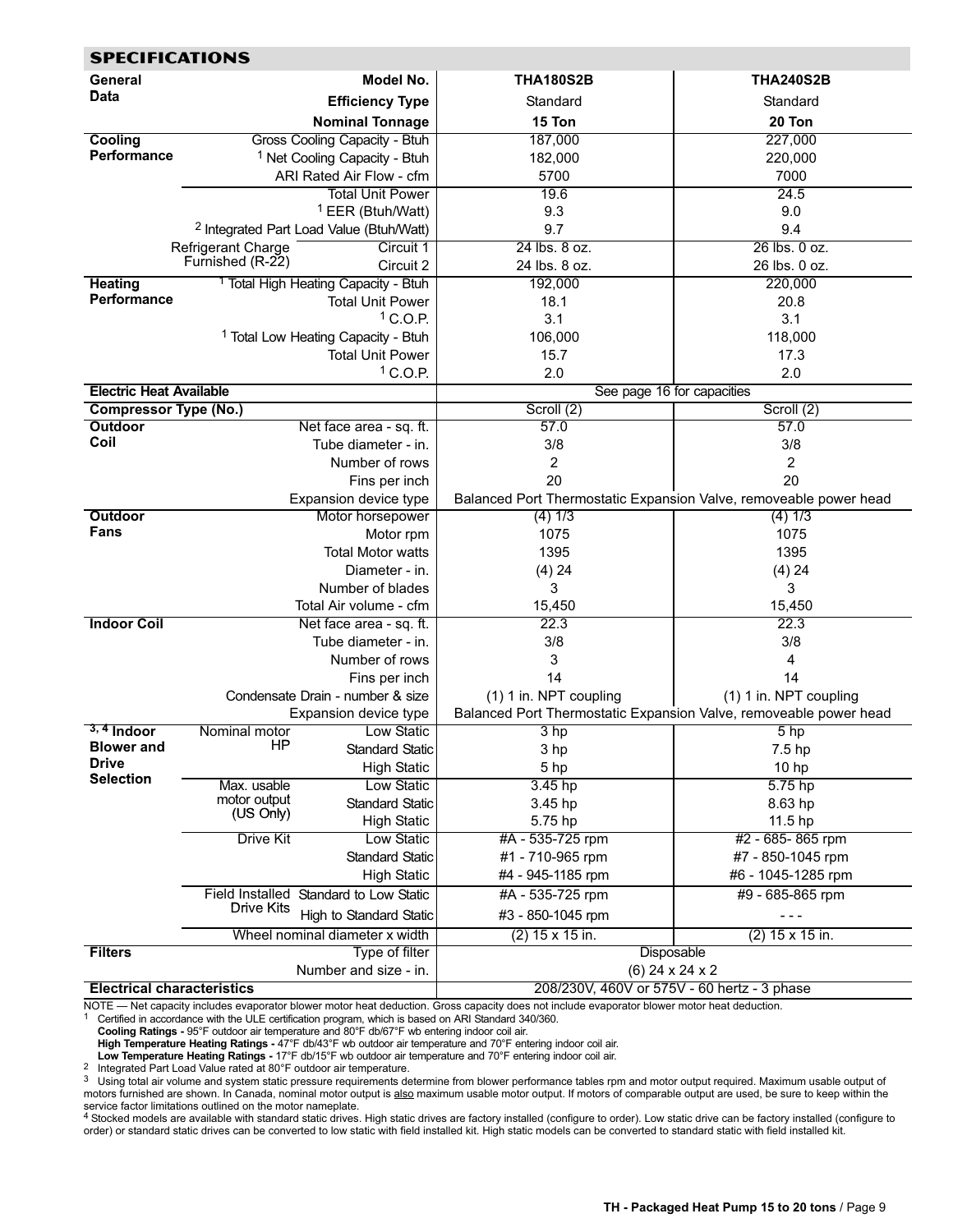## SPECIFICATIONS

| General Data | | Model No. | THA180S2B | THA240S2B |
|---|---|---|---|---|
| | | Efficiency Type | Standard | Standard |
| | | Nominal Tonnage | 15 Ton | 20 Ton |
| Cooling Performance | | Gross Cooling Capacity - Btuh | 187,000 | 227,000 |
| | | [1] Net Cooling Capacity - Btuh | 182,000 | 220,000 |
| | | ARI Rated Air Flow - cfm | 5700 | 7000 |
| | | Total Unit Power | 19.6 | 24.5 |
| | | [1] EER (Btuh/Watt) | 9.3 | 9.0 |
| | | [2] Integrated Part Load Value (Btuh/Watt) | 9.7 | 9.4 |
| | Refrigerant Charge Furnished (R-22) | Circuit 1 | 24 lbs. 8 oz. | 26 lbs. 0 oz. |
| | | Circuit 2 | 24 lbs. 8 oz. | 26 lbs. 0 oz. |
| Heating Performance | | [1] Total High Heating Capacity - Btuh | 192,000 | 220,000 |
| | | Total Unit Power | 18.1 | 20.8 |
| | | [1] C.O.P. | 3.1 | 3.1 |
| | | [1] Total Low Heating Capacity - Btuh | 106,000 | 118,000 |
| | | Total Unit Power | 15.7 | 17.3 |
| | | [1] C.O.P. | 2.0 | 2.0 |
| Electric Heat Available | | | See page 16 for capacities | |
| Compressor Type (No.) | | | Scroll (2) | Scroll (2) |
| Outdoor Coil | | Net face area - sq. ft. | 57.0 | 57.0 |
| | | Tube diameter - in. | 3/8 | 3/8 |
| | | Number of rows | 2 | 2 |
| | | Fins per inch | 20 | 20 |
| | | Expansion device type | Balanced Port Thermostatic Expansion Valve, removeable power head | |
| Outdoor Fans | | Motor horsepower | (4) 1/3 | (4) 1/3 |
| | | Motor rpm | 1075 | 1075 |
| | | Total Motor watts | 1395 | 1395 |
| | | Diameter - in. | (4) 24 | (4) 24 |
| | | Number of blades | 3 | 3 |
| | | Total Air volume - cfm | 15,450 | 15,450 |
| Indoor Coil | | Net face area - sq. ft. | 22.3 | 22.3 |
| | | Tube diameter - in. | 3/8 | 3/8 |
| | | Number of rows | 3 | 4 |
| | | Fins per inch | 14 | 14 |
| | | Condensate Drain - number & size | (1) 1 in. NPT coupling | (1) 1 in. NPT coupling |
| | | Expansion device type | Balanced Port Thermostatic Expansion Valve, removeable power head | |
| [3, 4] Indoor Blower and Drive Selection | Nominal motor HP | Low Static | 3 hp | 5 hp |
| | | Standard Static | 3 hp | 7.5 hp |
| | | High Static | 5 hp | 10 hp |
| | Max. usable motor output (US Only) | Low Static | 3.45 hp | 5.75 hp |
| | | Standard Static | 3.45 hp | 8.63 hp |
| | | High Static | 5.75 hp | 11.5 hp |
| | Drive Kit | Low Static | #A - 535-725 rpm | #2 - 685- 865 rpm |
| | | Standard Static | #1 - 710-965 rpm | #7 - 850-1045 rpm |
| | | High Static | #4 - 945-1185 rpm | #6 - 1045-1285 rpm |
| | Field Installed Drive Kits | Standard to Low Static | #A - 535-725 rpm | #9 - 685-865 rpm |
| | | High to Standard Static | #3 - 850-1045 rpm | - - - |
| | | Wheel nominal diameter x width | (2) 15 x 15 in. | (2) 15 x 15 in. |
| Filters | | Type of filter | Disposable | |
| | | Number and size - in. | (6) 24 x 24 x 2 | |
| Electrical characteristics | | | 208/230V, 460V or 575V - 60 hertz - 3 phase | |

NOTE — Net capacity includes evaporator blower motor heat deduction. Gross capacity does not include evaporator blower motor heat deduction.

[1] Certified in accordance with the ULE certification program, which is based on ARI Standard 340/360.
**Cooling Ratings -** 95°F outdoor air temperature and 80°F db/67°F wb entering indoor coil air.
**High Temperature Heating Ratings -** 47°F db/43°F wb outdoor air temperature and 70°F entering indoor coil air.
**Low Temperature Heating Ratings -** 17°F db/15°F wb outdoor air temperature and 70°F entering indoor coil air.

[2] Integrated Part Load Value rated at 80°F outdoor air temperature.

[3] Using total air volume and system static pressure requirements determine from blower performance tables rpm and motor output required. Maximum usable output of motors furnished are shown. In Canada, nominal motor output is also maximum usable motor output. If motors of comparable output are used, be sure to keep within the service factor limitations outlined on the motor nameplate.

[4] Stocked models are available with standard static drives. High static drives are factory installed (configure to order). Low static drive can be factory installed (configure to order) or standard static drives can be converted to low static with field installed kit. High static models can be converted to standard static with field installed kit.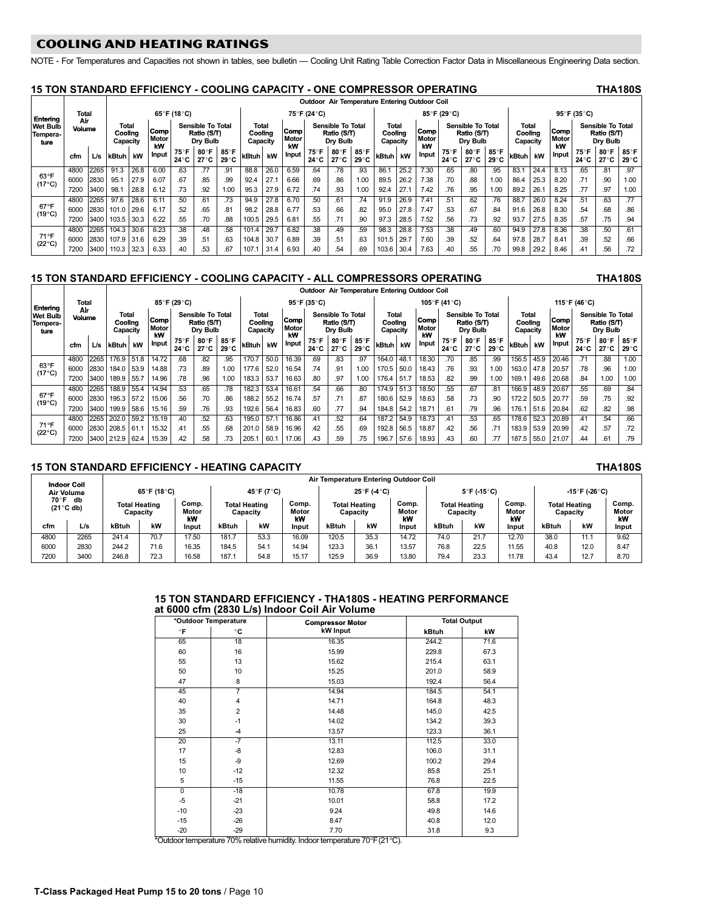## COOLING AND HEATING RATINGS

NOTE - For Temperatures and Capacities not shown in tables, see bulletin — Cooling Unit Rating Table Correction Factor Data in Miscellaneous Engineering Data section.

### 15 TON STANDARD EFFICIENCY - COOLING CAPACITY - ONE COMPRESSOR OPERATING THA180S

| Entering Wet Bulb Temperature | Total Air Volume | | Outdoor Air Temperature Entering Outdoor Coil | | | | | | | | | | | | | | | | | | | | | | | |
|---|---|---|---|---|---|---|---|---|---|---|---|---|---|---|---|---|---|---|---|---|---|---|---|---|---|---|
| | | | 65°F (18°C) | | | | | | 75°F (24°C) | | | | | | 85°F (29°C) | | | | | | 95°F (35°C) | | | | | |
| | | | Total Cooling Capacity | | Comp Motor kW Input | Sensible To Total Ratio (S/T) Dry Bulb | | | Total Cooling Capacity | | Comp Motor kW Input | Sensible To Total Ratio (S/T) Dry Bulb | | | Total Cooling Capacity | | Comp Motor kW Input | Sensible To Total Ratio (S/T) Dry Bulb | | | Total Cooling Capacity | | Comp Motor kW Input | Sensible To Total Ratio (S/T) Dry Bulb | | |
| | cfm | L/s | kBtuh | kW | | 75°F 24°C | 80°F 27°C | 85°F 29°C | kBtuh | kW | | 75°F 24°C | 80°F 27°C | 85°F 29°C | kBtuh | kW | | 75°F 24°C | 80°F 27°C | 85°F 29°C | kBtuh | kW | | 75°F 24°C | 80°F 27°C | 85°F 29°C |
| 63°F (17°C) | 4800 | 2265 | 91.3 | 26.8 | 6.00 | .63 | .77 | .91 | 88.8 | 26.0 | 6.59 | .64 | .78 | .93 | 86.1 | 25.2 | 7.30 | .65 | .80 | .95 | 83.1 | 24.4 | 8.13 | .65 | .81 | .97 |
| | 6000 | 2830 | 95.1 | 27.9 | 6.07 | .67 | .85 | .99 | 92.4 | 27.1 | 6.66 | .69 | .86 | 1.00 | 89.5 | 26.2 | 7.38 | .70 | .88 | 1.00 | 86.4 | 25.3 | 8.20 | .71 | .90 | 1.00 |
| | 7200 | 3400 | 98.1 | 28.8 | 6.12 | .73 | .92 | 1.00 | 95.3 | 27.9 | 6.72 | .74 | .93 | 1.00 | 92.4 | 27.1 | 7.42 | .76 | .95 | 1.00 | 89.2 | 26.1 | 8.25 | .77 | .97 | 1.00 |
| 67°F (19°C) | 4800 | 2265 | 97.6 | 28.6 | 6.11 | .50 | .61 | .73 | 94.9 | 27.8 | 6.70 | .50 | .61 | .74 | 91.9 | 26.9 | 7.41 | .51 | .62 | .76 | 88.7 | 26.0 | 8.24 | .51 | .63 | .77 |
| | 6000 | 2830 | 101.0 | 29.6 | 6.17 | .52 | .65 | .81 | 98.2 | 28.8 | 6.77 | .53 | .66 | .82 | 95.0 | 27.8 | 7.47 | .53 | .67 | .84 | 91.6 | 26.8 | 8.30 | .54 | .68 | .86 |
| | 7200 | 3400 | 103.5 | 30.3 | 6.22 | .55 | .70 | .88 | 100.5 | 29.5 | 6.81 | .55 | .71 | .90 | 97.3 | 28.5 | 7.52 | .56 | .73 | .92 | 93.7 | 27.5 | 8.35 | .57 | .75 | .94 |
| 71°F (22°C) | 4800 | 2265 | 104.3 | 30.6 | 6.23 | .38 | .48 | .58 | 101.4 | 29.7 | 6.82 | .38 | .49 | .59 | 98.3 | 28.8 | 7.53 | .38 | .49 | .60 | 94.9 | 27.8 | 8.36 | .38 | .50 | .61 |
| | 6000 | 2830 | 107.9 | 31.6 | 6.29 | .39 | .51 | .63 | 104.8 | 30.7 | 6.89 | .39 | .51 | .63 | 101.5 | 29.7 | 7.60 | .39 | .52 | .64 | 97.8 | 28.7 | 8.41 | .39 | .52 | .66 |
| | 7200 | 3400 | 110.3 | 32.3 | 6.33 | .40 | .53 | .67 | 107.1 | 31.4 | 6.93 | .40 | .54 | .69 | 103.6 | 30.4 | 7.63 | .40 | .55 | .70 | 99.8 | 29.2 | 8.46 | .41 | .56 | .72 |

### 15 TON STANDARD EFFICIENCY - COOLING CAPACITY - ALL COMPRESSORS OPERATING THA180S

| Entering Wet Bulb Temperature | Total Air Volume | | Outdoor Air Temperature Entering Outdoor Coil | | | | | | | | | | | | | | | | | | | | | | | |
|---|---|---|---|---|---|---|---|---|---|---|---|---|---|---|---|---|---|---|---|---|---|---|---|---|---|---|
| | | | 85°F (29°C) | | | | | | 95°F (35°C) | | | | | | 105°F (41°C) | | | | | | 115°F (46°C) | | | | | |
| | | | Total Cooling Capacity | | Comp Motor kW Input | Sensible To Total Ratio (S/T) Dry Bulb | | | Total Cooling Capacity | | Comp Motor kW Input | Sensible To Total Ratio (S/T) Dry Bulb | | | Total Cooling Capacity | | Comp Motor kW Input | Sensible To Total Ratio (S/T) Dry Bulb | | | Total Cooling Capacity | | Comp Motor kW Input | Sensible To Total Ratio (S/T) Dry Bulb | | |
| | cfm | L/s | kBtuh | kW | | 75°F 24°C | 80°F 27°C | 85°F 29°C | kBtuh | kW | | 75°F 24°C | 80°F 27°C | 85°F 29°C | kBtuh | kW | | 75°F 24°C | 80°F 27°C | 85°F 29°C | kBtuh | kW | | 75°F 24°C | 80°F 27°C | 85°F 29°C |
| 63°F (17°C) | 4800 | 2265 | 176.9 | 51.8 | 14.72 | .68 | .82 | .95 | 170.7 | 50.0 | 16.39 | .69 | .83 | .97 | 164.0 | 48.1 | 18.30 | .70 | .85 | .99 | 156.5 | 45.9 | 20.46 | .71 | .88 | 1.00 |
| | 6000 | 2830 | 184.0 | 53.9 | 14.88 | .73 | .89 | 1.00 | 177.6 | 52.0 | 16.54 | .74 | .91 | 1.00 | 170.5 | 50.0 | 18.43 | .76 | .93 | 1.00 | 163.0 | 47.8 | 20.57 | .78 | .96 | 1.00 |
| | 7200 | 3400 | 189.9 | 55.7 | 14.96 | .78 | .96 | 1.00 | 183.3 | 53.7 | 16.63 | .80 | .97 | 1.00 | 176.4 | 51.7 | 18.53 | .82 | .99 | 1.00 | 169.1 | 49.6 | 20.68 | .84 | 1.00 | 1.00 |
| 67°F (19°C) | 4800 | 2265 | 188.9 | 55.4 | 14.94 | .53 | .65 | .78 | 182.3 | 53.4 | 16.61 | .54 | .66 | .80 | 174.9 | 51.3 | 18.50 | .55 | .67 | .81 | 166.9 | 48.9 | 20.67 | .55 | .69 | .84 |
| | 6000 | 2830 | 195.3 | 57.2 | 15.06 | .56 | .70 | .86 | 188.2 | 55.2 | 16.74 | .57 | .71 | .87 | 180.6 | 52.9 | 18.63 | .58 | .73 | .90 | 172.2 | 50.5 | 20.77 | .59 | .75 | .92 |
| | 7200 | 3400 | 199.9 | 58.6 | 15.16 | .59 | .76 | .93 | 192.6 | 56.4 | 16.83 | .60 | .77 | .94 | 184.8 | 54.2 | 18.71 | .61 | .79 | .96 | 176.1 | 51.6 | 20.84 | .62 | .82 | .98 |
| 71°F (22°C) | 4800 | 2265 | 202.0 | 59.2 | 15.19 | .40 | .52 | .63 | 195.0 | 57.1 | 16.86 | .41 | .52 | .64 | 187.2 | 54.9 | 18.73 | .41 | .53 | .65 | 178.6 | 52.3 | 20.89 | .41 | .54 | .66 |
| | 6000 | 2830 | 208.5 | 61.1 | 15.32 | .41 | .55 | .68 | 201.0 | 58.9 | 16.96 | .42 | .55 | .69 | 192.8 | 56.5 | 18.87 | .42 | .56 | .71 | 183.9 | 53.9 | 20.99 | .42 | .57 | .72 |
| | 7200 | 3400 | 212.9 | 62.4 | 15.39 | .42 | .58 | .73 | 205.1 | 60.1 | 17.06 | .43 | .59 | .75 | 196.7 | 57.6 | 18.93 | .43 | .60 | .77 | 187.5 | 55.0 | 21.07 | .44 | .61 | .79 |

### 15 TON STANDARD EFFICIENCY - HEATING CAPACITY THA180S

| Indoor Coil Air Volume 70°F db (21°C db) | | Air Temperature Entering Outdoor Coil | | | | | | | | | | | | | | |
|---|---|---|---|---|---|---|---|---|---|---|---|---|---|---|---|---|
| | | 65°F (18°C) | | | 45°F (7°C) | | | 25°F (-4°C) | | | 5°F (-15°C) | | | -15°F (-26°C) | | |
| | | Total Heating Capacity | | Comp. Motor kW Input | Total Heating Capacity | | Comp. Motor kW Input | Total Heating Capacity | | Comp. Motor kW Input | Total Heating Capacity | | Comp. Motor kW Input | Total Heating Capacity | | Comp. Motor kW Input |
| cfm | L/s | kBtuh | kW | | kBtuh | kW | | kBtuh | kW | | kBtuh | kW | | kBtuh | kW | |
| 4800 | 2265 | 241.4 | 70.7 | 17.50 | 181.7 | 53.3 | 16.09 | 120.5 | 35.3 | 14.72 | 74.0 | 21.7 | 12.70 | 38.0 | 11.1 | 9.62 |
| 6000 | 2830 | 244.2 | 71.6 | 16.35 | 184.5 | 54.1 | 14.94 | 123.3 | 36.1 | 13.57 | 76.8 | 22.5 | 11.55 | 40.8 | 12.0 | 8.47 |
| 7200 | 3400 | 246.8 | 72.3 | 16.58 | 187.1 | 54.8 | 15.17 | 125.9 | 36.9 | 13.80 | 79.4 | 23.3 | 11.78 | 43.4 | 12.7 | 8.70 |

### 15 TON STANDARD EFFICIENCY - THA180S - HEATING PERFORMANCE at 6000 cfm (2830 L/s) Indoor Coil Air Volume

| *Outdoor Temperature | | Compressor Motor kW Input | Total Output | |
|---|---|---|---|---|
| °F | °C | | kBtuh | kW |
| 65 | 18 | 16.35 | 244.2 | 71.6 |
| 60 | 16 | 15.99 | 229.8 | 67.3 |
| 55 | 13 | 15.62 | 215.4 | 63.1 |
| 50 | 10 | 15.25 | 201.0 | 58.9 |
| 47 | 8 | 15.03 | 192.4 | 56.4 |
| 45 | 7 | 14.94 | 184.5 | 54.1 |
| 40 | 4 | 14.71 | 164.8 | 48.3 |
| 35 | 2 | 14.48 | 145.0 | 42.5 |
| 30 | -1 | 14.02 | 134.2 | 39.3 |
| 25 | -4 | 13.57 | 123.3 | 36.1 |
| 20 | -7 | 13.11 | 112.5 | 33.0 |
| 17 | -8 | 12.83 | 106.0 | 31.1 |
| 15 | -9 | 12.69 | 100.2 | 29.4 |
| 10 | -12 | 12.32 | 85.8 | 25.1 |
| 5 | -15 | 11.55 | 76.8 | 22.5 |
| 0 | -18 | 10.78 | 67.8 | 19.9 |
| -5 | -21 | 10.01 | 58.8 | 17.2 |
| -10 | -23 | 9.24 | 49.8 | 14.6 |
| -15 | -26 | 8.47 | 40.8 | 12.0 |
| -20 | -29 | 7.70 | 31.8 | 9.3 |

*Outdoor temperature 70% relative humidity. Indoor temperature 70°F (21°C).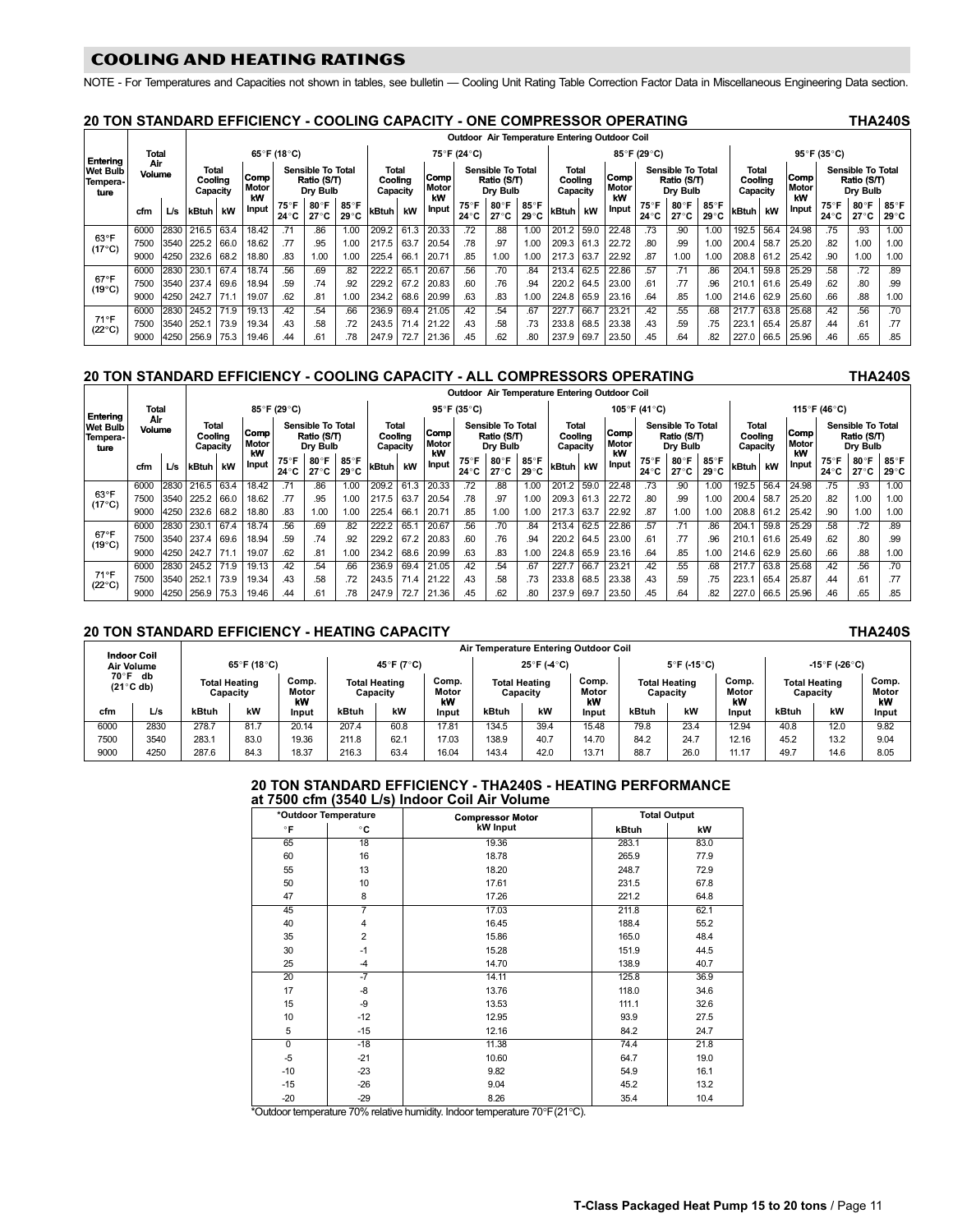## COOLING AND HEATING RATINGS

NOTE - For Temperatures and Capacities not shown in tables, see bulletin — Cooling Unit Rating Table Correction Factor Data in Miscellaneous Engineering Data section.

### 20 TON STANDARD EFFICIENCY - COOLING CAPACITY - ONE COMPRESSOR OPERATING — THA240S

| Entering Wet Bulb Temperature | Total Air Volume | | 65°F (18°C) | | | | | | 75°F (24°C) | | | | | | 85°F (29°C) | | | | | | 95°F (35°C) | | | | | |
|---|---|---|---|---|---|---|---|---|---|---|---|---|---|---|---|---|---|---|---|---|---|---|---|---|---|---|
| | | | Total Cooling Capacity | | Comp Motor kW Input | Sensible To Total Ratio (S/T) Dry Bulb | | | Total Cooling Capacity | | Comp Motor kW Input | Sensible To Total Ratio (S/T) Dry Bulb | | | Total Cooling Capacity | | Comp Motor kW Input | Sensible To Total Ratio (S/T) Dry Bulb | | | Total Cooling Capacity | | Comp Motor kW Input | Sensible To Total Ratio (S/T) Dry Bulb | | |
| | cfm | L/s | kBtuh | kW | | 75°F 24°C | 80°F 27°C | 85°F 29°C | kBtuh | kW | | 75°F 24°C | 80°F 27°C | 85°F 29°C | kBtuh | kW | | 75°F 24°C | 80°F 27°C | 85°F 29°C | kBtuh | kW | | 75°F 24°C | 80°F 27°C | 85°F 29°C |
| 63°F (17°C) | 6000 | 2830 | 216.5 | 63.4 | 18.42 | .71 | .86 | 1.00 | 209.2 | 61.3 | 20.33 | .72 | .88 | 1.00 | 201.2 | 59.0 | 22.48 | .73 | .90 | 1.00 | 192.5 | 56.4 | 24.98 | .75 | .93 | 1.00 |
| | 7500 | 3540 | 225.2 | 66.0 | 18.62 | .77 | .95 | 1.00 | 217.5 | 63.7 | 20.54 | .78 | .97 | 1.00 | 209.3 | 61.3 | 22.72 | .80 | .99 | 1.00 | 200.4 | 58.7 | 25.20 | .82 | 1.00 | 1.00 |
| | 9000 | 4250 | 232.6 | 68.2 | 18.80 | .83 | 1.00 | 1.00 | 225.4 | 66.1 | 20.71 | .85 | 1.00 | 1.00 | 217.3 | 63.7 | 22.92 | .87 | 1.00 | 1.00 | 208.8 | 61.2 | 25.42 | .90 | 1.00 | 1.00 |
| 67°F (19°C) | 6000 | 2830 | 230.1 | 67.4 | 18.74 | .56 | .69 | .82 | 222.2 | 65.1 | 20.67 | .56 | .70 | .84 | 213.4 | 62.5 | 22.86 | .57 | .71 | .86 | 204.1 | 59.8 | 25.29 | .58 | .72 | .89 |
| | 7500 | 3540 | 237.4 | 69.6 | 18.94 | .59 | .74 | .92 | 229.2 | 67.2 | 20.83 | .60 | .76 | .94 | 220.2 | 64.5 | 23.00 | .61 | .77 | .96 | 210.1 | 61.6 | 25.49 | .62 | .80 | .99 |
| | 9000 | 4250 | 242.7 | 71.1 | 19.07 | .62 | .81 | 1.00 | 234.2 | 68.6 | 20.99 | .63 | .83 | 1.00 | 224.8 | 65.9 | 23.16 | .64 | .85 | 1.00 | 214.6 | 62.9 | 25.60 | .66 | .88 | 1.00 |
| 71°F (22°C) | 6000 | 2830 | 245.2 | 71.9 | 19.13 | .42 | .54 | .66 | 236.9 | 69.4 | 21.05 | .42 | .54 | .67 | 227.7 | 66.7 | 23.21 | .42 | .55 | .68 | 217.7 | 63.8 | 25.68 | .42 | .56 | .70 |
| | 7500 | 3540 | 252.1 | 73.9 | 19.34 | .43 | .58 | .72 | 243.5 | 71.4 | 21.22 | .43 | .58 | .73 | 233.8 | 68.5 | 23.38 | .43 | .59 | .75 | 223.1 | 65.4 | 25.87 | .44 | .61 | .77 |
| | 9000 | 4250 | 256.9 | 75.3 | 19.46 | .44 | .61 | .78 | 247.9 | 72.7 | 21.36 | .45 | .62 | .80 | 237.9 | 69.7 | 23.50 | .45 | .64 | .82 | 227.0 | 66.5 | 25.96 | .46 | .65 | .85 |

### 20 TON STANDARD EFFICIENCY - COOLING CAPACITY - ALL COMPRESSORS OPERATING — THA240S

| Entering Wet Bulb Temperature | Total Air Volume | | 85°F (29°C) | | | | | | 95°F (35°C) | | | | | | 105°F (41°C) | | | | | | 115°F (46°C) | | | | | |
|---|---|---|---|---|---|---|---|---|---|---|---|---|---|---|---|---|---|---|---|---|---|---|---|---|---|---|
| | | | Total Cooling Capacity | | Comp Motor kW Input | Sensible To Total Ratio (S/T) Dry Bulb | | | Total Cooling Capacity | | Comp Motor kW Input | Sensible To Total Ratio (S/T) Dry Bulb | | | Total Cooling Capacity | | Comp Motor kW Input | Sensible To Total Ratio (S/T) Dry Bulb | | | Total Cooling Capacity | | Comp Motor kW Input | Sensible To Total Ratio (S/T) Dry Bulb | | |
| | cfm | L/s | kBtuh | kW | | 75°F 24°C | 80°F 27°C | 85°F 29°C | kBtuh | kW | | 75°F 24°C | 80°F 27°C | 85°F 29°C | kBtuh | kW | | 75°F 24°C | 80°F 27°C | 85°F 29°C | kBtuh | kW | | 75°F 24°C | 80°F 27°C | 85°F 29°C |
| 63°F (17°C) | 6000 | 2830 | 216.5 | 63.4 | 18.42 | .71 | .86 | 1.00 | 209.2 | 61.3 | 20.33 | .72 | .88 | 1.00 | 201.2 | 59.0 | 22.48 | .73 | .90 | 1.00 | 192.5 | 56.4 | 24.98 | .75 | .93 | 1.00 |
| | 7500 | 3540 | 225.2 | 66.0 | 18.62 | .77 | .95 | 1.00 | 217.5 | 63.7 | 20.54 | .78 | .97 | 1.00 | 209.3 | 61.3 | 22.72 | .80 | .99 | 1.00 | 200.4 | 58.7 | 25.20 | .82 | 1.00 | 1.00 |
| | 9000 | 4250 | 232.6 | 68.2 | 18.80 | .83 | 1.00 | 1.00 | 225.4 | 66.1 | 20.71 | .85 | 1.00 | 1.00 | 217.3 | 63.7 | 22.92 | .87 | 1.00 | 1.00 | 208.8 | 61.2 | 25.42 | .90 | 1.00 | 1.00 |
| 67°F (19°C) | 6000 | 2830 | 230.1 | 67.4 | 18.74 | .56 | .69 | .82 | 222.2 | 65.1 | 20.67 | .56 | .70 | .84 | 213.4 | 62.5 | 22.86 | .57 | .71 | .86 | 204.1 | 59.8 | 25.29 | .58 | .72 | .89 |
| | 7500 | 3540 | 237.4 | 69.6 | 18.94 | .59 | .74 | .92 | 229.2 | 67.2 | 20.83 | .60 | .76 | .94 | 220.2 | 64.5 | 23.00 | .61 | .77 | .96 | 210.1 | 61.6 | 25.49 | .62 | .80 | .99 |
| | 9000 | 4250 | 242.7 | 71.1 | 19.07 | .62 | .81 | 1.00 | 234.2 | 68.6 | 20.99 | .63 | .83 | 1.00 | 224.8 | 65.9 | 23.16 | .64 | .85 | 1.00 | 214.6 | 62.9 | 25.60 | .66 | .88 | 1.00 |
| 71°F (22°C) | 6000 | 2830 | 245.2 | 71.9 | 19.13 | .42 | .54 | .66 | 236.9 | 69.4 | 21.05 | .42 | .54 | .67 | 227.7 | 66.7 | 23.21 | .42 | .55 | .68 | 217.7 | 63.8 | 25.68 | .42 | .56 | .70 |
| | 7500 | 3540 | 252.1 | 73.9 | 19.34 | .43 | .58 | .72 | 243.5 | 71.4 | 21.22 | .43 | .58 | .73 | 233.8 | 68.5 | 23.38 | .43 | .59 | .75 | 223.1 | 65.4 | 25.87 | .44 | .61 | .77 |
| | 9000 | 4250 | 256.9 | 75.3 | 19.46 | .44 | .61 | .78 | 247.9 | 72.7 | 21.36 | .45 | .62 | .80 | 237.9 | 69.7 | 23.50 | .45 | .64 | .82 | 227.0 | 66.5 | 25.96 | .46 | .65 | .85 |

### 20 TON STANDARD EFFICIENCY - HEATING CAPACITY — THA240S

| Indoor Coil Air Volume 70°F db (21°C db) | | 65°F (18°C) | | | 45°F (7°C) | | | 25°F (-4°C) | | | 5°F (-15°C) | | | -15°F (-26°C) | | |
|---|---|---|---|---|---|---|---|---|---|---|---|---|---|---|---|---|
| | | Total Heating Capacity | | Comp. Motor kW Input | Total Heating Capacity | | Comp. Motor kW Input | Total Heating Capacity | | Comp. Motor kW Input | Total Heating Capacity | | Comp. Motor kW Input | Total Heating Capacity | | Comp. Motor kW Input |
| cfm | L/s | kBtuh | kW | | kBtuh | kW | | kBtuh | kW | | kBtuh | kW | | kBtuh | kW | |
| 6000 | 2830 | 278.7 | 81.7 | 20.14 | 207.4 | 60.8 | 17.81 | 134.5 | 39.4 | 15.48 | 79.8 | 23.4 | 12.94 | 40.8 | 12.0 | 9.82 |
| 7500 | 3540 | 283.1 | 83.0 | 19.36 | 211.8 | 62.1 | 17.03 | 138.9 | 40.7 | 14.70 | 84.2 | 24.7 | 12.16 | 45.2 | 13.2 | 9.04 |
| 9000 | 4250 | 287.6 | 84.3 | 18.37 | 216.3 | 63.4 | 16.04 | 143.4 | 42.0 | 13.71 | 88.7 | 26.0 | 11.17 | 49.7 | 14.6 | 8.05 |

### 20 TON STANDARD EFFICIENCY - THA240S - HEATING PERFORMANCE at 7500 cfm (3540 L/s) Indoor Coil Air Volume

| *Outdoor Temperature | | Compressor Motor kW Input | Total Output | |
|---|---|---|---|---|
| °F | °C | | kBtuh | kW |
| 65 | 18 | 19.36 | 283.1 | 83.0 |
| 60 | 16 | 18.78 | 265.9 | 77.9 |
| 55 | 13 | 18.20 | 248.7 | 72.9 |
| 50 | 10 | 17.61 | 231.5 | 67.8 |
| 47 | 8 | 17.26 | 221.2 | 64.8 |
| 45 | 7 | 17.03 | 211.8 | 62.1 |
| 40 | 4 | 16.45 | 188.4 | 55.2 |
| 35 | 2 | 15.86 | 165.0 | 48.4 |
| 30 | -1 | 15.28 | 151.9 | 44.5 |
| 25 | -4 | 14.70 | 138.9 | 40.7 |
| 20 | -7 | 14.11 | 125.8 | 36.9 |
| 17 | -8 | 13.76 | 118.0 | 34.6 |
| 15 | -9 | 13.53 | 111.1 | 32.6 |
| 10 | -12 | 12.95 | 93.9 | 27.5 |
| 5 | -15 | 12.16 | 84.2 | 24.7 |
| 0 | -18 | 11.38 | 74.4 | 21.8 |
| -5 | -21 | 10.60 | 64.7 | 19.0 |
| -10 | -23 | 9.82 | 54.9 | 16.1 |
| -15 | -26 | 9.04 | 45.2 | 13.2 |
| -20 | -29 | 8.26 | 35.4 | 10.4 |

*Outdoor temperature 70% relative humidity. Indoor temperature 70°F (21°C).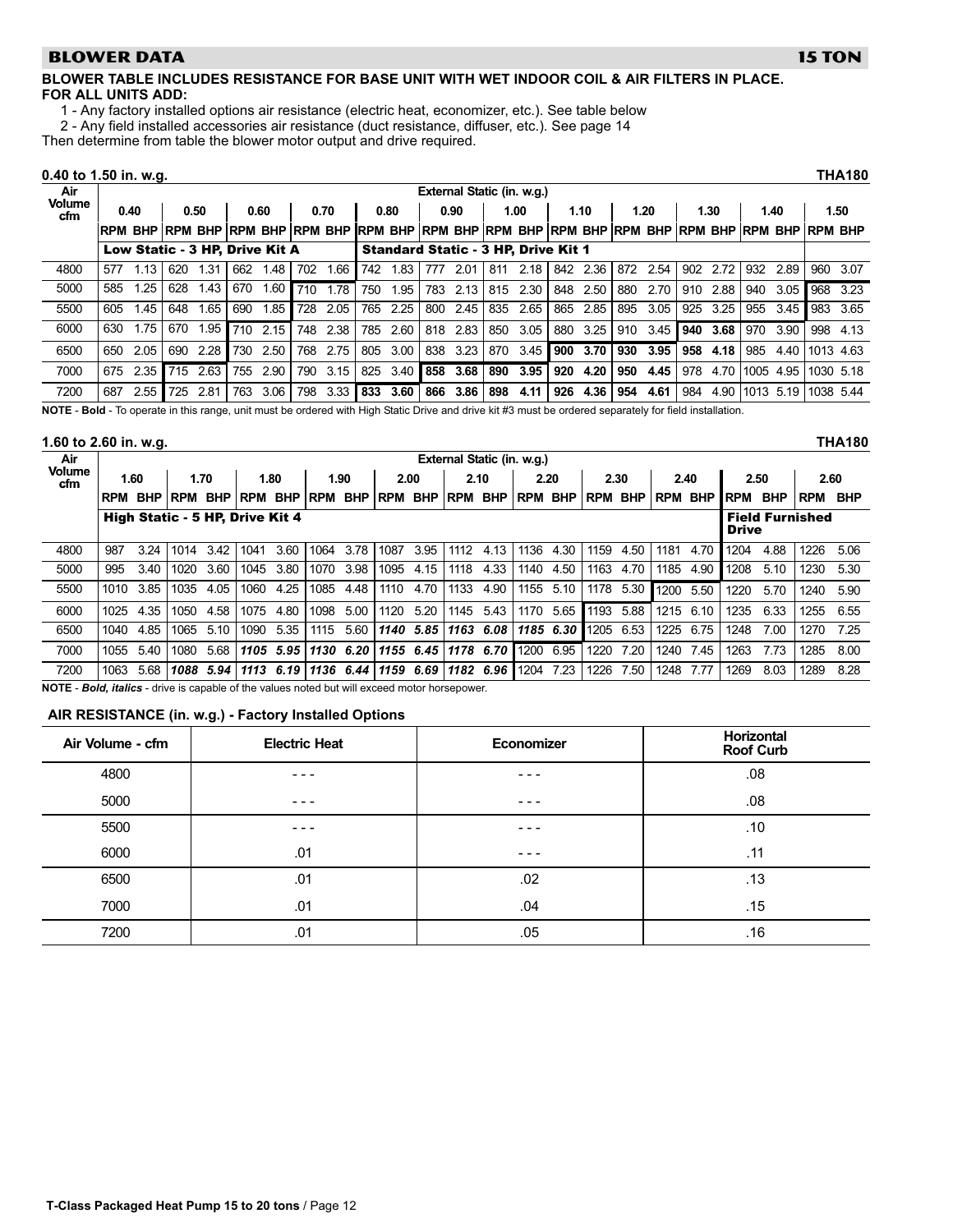## BLOWER DATA — 15 TON

**BLOWER TABLE INCLUDES RESISTANCE FOR BASE UNIT WITH WET INDOOR COIL & AIR FILTERS IN PLACE.**
**FOR ALL UNITS ADD:**

1 - Any factory installed options air resistance (electric heat, economizer, etc.). See table below
2 - Any field installed accessories air resistance (duct resistance, diffuser, etc.). See page 14

Then determine from table the blower motor output and drive required.

### 0.40 to 1.50 in. w.g. — THA180

| Air Volume cfm | External Static (in. w.g.) | | | | | | | | | | | | | | | | | | | | | | | |
|---|---|---|---|---|---|---|---|---|---|---|---|---|---|---|---|---|---|---|---|---|---|---|---|---|
| | 0.40 | | 0.50 | | 0.60 | | 0.70 | | 0.80 | | 0.90 | | 1.00 | | 1.10 | | 1.20 | | 1.30 | | 1.40 | | 1.50 | |
| | RPM | BHP | RPM | BHP | RPM | BHP | RPM | BHP | RPM | BHP | RPM | BHP | RPM | BHP | RPM | BHP | RPM | BHP | RPM | BHP | RPM | BHP | RPM | BHP |
| | **Low Static - 3 HP, Drive Kit A** | | | | | | | | **Standard Static - 3 HP, Drive Kit 1** | | | | | | | | | | | | | | | |
| 4800 | 577 | 1.13 | 620 | 1.31 | 662 | 1.48 | 702 | 1.66 | 742 | 1.83 | 777 | 2.01 | 811 | 2.18 | 842 | 2.36 | 872 | 2.54 | 902 | 2.72 | 932 | 2.89 | 960 | 3.07 |
| 5000 | 585 | 1.25 | 628 | 1.43 | 670 | 1.60 | 710 | 1.78 | 750 | 1.95 | 783 | 2.13 | 815 | 2.30 | 848 | 2.50 | 880 | 2.70 | 910 | 2.88 | 940 | 3.05 | 968 | 3.23 |
| 5500 | 605 | 1.45 | 648 | 1.65 | 690 | 1.85 | 728 | 2.05 | 765 | 2.25 | 800 | 2.45 | 835 | 2.65 | 865 | 2.85 | 895 | 3.05 | 925 | 3.25 | 955 | 3.45 | 983 | 3.65 |
| 6000 | 630 | 1.75 | 670 | 1.95 | 710 | 2.15 | 748 | 2.38 | 785 | 2.60 | 818 | 2.83 | 850 | 3.05 | 880 | 3.25 | 910 | 3.45 | **940** | **3.68** | 970 | 3.90 | 998 | 4.13 |
| 6500 | 650 | 2.05 | 690 | 2.28 | 730 | 2.50 | 768 | 2.75 | 805 | 3.00 | 838 | 3.23 | 870 | 3.45 | **900** | **3.70** | **930** | **3.95** | **958** | **4.18** | 985 | 4.40 | 1013 | 4.63 |
| 7000 | 675 | 2.35 | 715 | 2.63 | 755 | 2.90 | 790 | 3.15 | 825 | 3.40 | **858** | **3.68** | **890** | **3.95** | **920** | **4.20** | **950** | **4.45** | 978 | 4.70 | 1005 | 4.95 | 1030 | 5.18 |
| 7200 | 687 | 2.55 | 725 | 2.81 | 763 | 3.06 | 798 | 3.33 | **833** | **3.60** | **866** | **3.86** | **898** | **4.11** | **926** | **4.36** | **954** | **4.61** | 984 | 4.90 | 1013 | 5.19 | 1038 | 5.44 |

**NOTE** - **Bold** - To operate in this range, unit must be ordered with High Static Drive and drive kit #3 must be ordered separately for field installation.

### 1.60 to 2.60 in. w.g. — THA180

| Air Volume cfm | External Static (in. w.g.) | | | | | | | | | | | | | | | | | | | | | |
|---|---|---|---|---|---|---|---|---|---|---|---|---|---|---|---|---|---|---|---|---|---|---|
| | 1.60 | | 1.70 | | 1.80 | | 1.90 | | 2.00 | | 2.10 | | 2.20 | | 2.30 | | 2.40 | | 2.50 | | 2.60 | |
| | RPM | BHP | RPM | BHP | RPM | BHP | RPM | BHP | RPM | BHP | RPM | BHP | RPM | BHP | RPM | BHP | RPM | BHP | RPM | BHP | RPM | BHP |
| | **High Static - 5 HP, Drive Kit 4** | | | | | | | | | | | | | | | | | | **Field Furnished Drive** | | | |
| 4800 | 987 | 3.24 | 1014 | 3.42 | 1041 | 3.60 | 1064 | 3.78 | 1087 | 3.95 | 1112 | 4.13 | 1136 | 4.30 | 1159 | 4.50 | 1181 | 4.70 | 1204 | 4.88 | 1226 | 5.06 |
| 5000 | 995 | 3.40 | 1020 | 3.60 | 1045 | 3.80 | 1070 | 3.98 | 1095 | 4.15 | 1118 | 4.33 | 1140 | 4.50 | 1163 | 4.70 | 1185 | 4.90 | 1208 | 5.10 | 1230 | 5.30 |
| 5500 | 1010 | 3.85 | 1035 | 4.05 | 1060 | 4.25 | 1085 | 4.48 | 1110 | 4.70 | 1133 | 4.90 | 1155 | 5.10 | 1178 | 5.30 | 1200 | 5.50 | 1220 | 5.70 | 1240 | 5.90 |
| 6000 | 1025 | 4.35 | 1050 | 4.58 | 1075 | 4.80 | 1098 | 5.00 | 1120 | 5.20 | 1145 | 5.43 | 1170 | 5.65 | 1193 | 5.88 | 1215 | 6.10 | 1235 | 6.33 | 1255 | 6.55 |
| 6500 | 1040 | 4.85 | 1065 | 5.10 | 1090 | 5.35 | 1115 | 5.60 | ***1140*** | ***5.85*** | ***1163*** | ***6.08*** | ***1185*** | ***6.30*** | 1205 | 6.53 | 1225 | 6.75 | 1248 | 7.00 | 1270 | 7.25 |
| 7000 | 1055 | 5.40 | 1080 | 5.68 | ***1105*** | ***5.95*** | ***1130*** | ***6.20*** | ***1155*** | ***6.45*** | ***1178*** | ***6.70*** | 1200 | 6.95 | 1220 | 7.20 | 1240 | 7.45 | 1263 | 7.73 | 1285 | 8.00 |
| 7200 | 1063 | 5.68 | ***1088*** | ***5.94*** | ***1113*** | ***6.19*** | ***1136*** | ***6.44*** | ***1159*** | ***6.69*** | ***1182*** | ***6.96*** | 1204 | 7.23 | 1226 | 7.50 | 1248 | 7.77 | 1269 | 8.03 | 1289 | 8.28 |

**NOTE** - ***Bold, italics*** - drive is capable of the values noted but will exceed motor horsepower.

### AIR RESISTANCE (in. w.g.) - Factory Installed Options

| Air Volume - cfm | Electric Heat | Economizer | Horizontal Roof Curb |
|---|---|---|---|
| 4800 | - - - | - - - | .08 |
| 5000 | - - - | - - - | .08 |
| 5500 | - - - | - - - | .10 |
| 6000 | .01 | - - - | .11 |
| 6500 | .01 | .02 | .13 |
| 7000 | .01 | .04 | .15 |
| 7200 | .01 | .05 | .16 |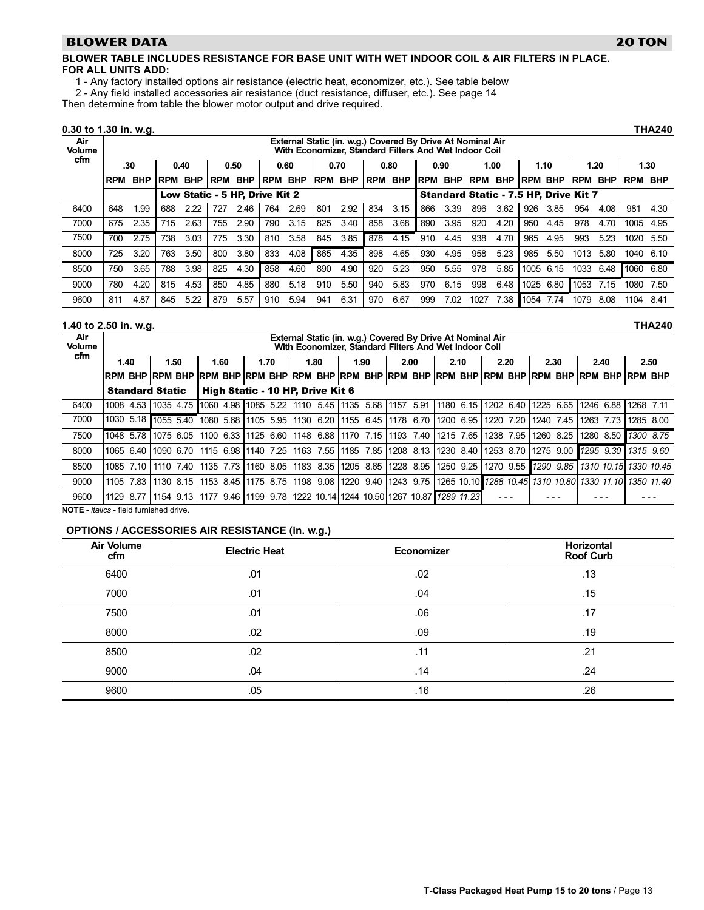## BLOWER DATA — 20 TON

**BLOWER TABLE INCLUDES RESISTANCE FOR BASE UNIT WITH WET INDOOR COIL & AIR FILTERS IN PLACE.**
**FOR ALL UNITS ADD:**

1 - Any factory installed options air resistance (electric heat, economizer, etc.). See table below
2 - Any field installed accessories air resistance (duct resistance, diffuser, etc.). See page 14

Then determine from table the blower motor output and drive required.

### 0.30 to 1.30 in. w.g. — THA240

| Air Volume cfm | External Static (in. w.g.) Covered By Drive At Nominal Air With Economizer, Standard Filters And Wet Indoor Coil | | | | | | | | | | | | | | | | | | | | | |
|---|---|---|---|---|---|---|---|---|---|---|---|---|---|---|---|---|---|---|---|---|---|---|
| | .30 | | 0.40 | | 0.50 | | 0.60 | | 0.70 | | 0.80 | | 0.90 | | 1.00 | | 1.10 | | 1.20 | | 1.30 | |
| | RPM | BHP | RPM | BHP | RPM | BHP | RPM | BHP | RPM | BHP | RPM | BHP | RPM | BHP | RPM | BHP | RPM | BHP | RPM | BHP | RPM | BHP |
| | | | Low Static - 5 HP, Drive Kit 2 | | | | | | | | | | Standard Static - 7.5 HP, Drive Kit 7 | | | | | | | | | |
| 6400 | 648 | 1.99 | 688 | 2.22 | 727 | 2.46 | 764 | 2.69 | 801 | 2.92 | 834 | 3.15 | 866 | 3.39 | 896 | 3.62 | 926 | 3.85 | 954 | 4.08 | 981 | 4.30 |
| 7000 | 675 | 2.35 | 715 | 2.63 | 755 | 2.90 | 790 | 3.15 | 825 | 3.40 | 858 | 3.68 | 890 | 3.95 | 920 | 4.20 | 950 | 4.45 | 978 | 4.70 | 1005 | 4.95 |
| 7500 | 700 | 2.75 | 738 | 3.03 | 775 | 3.30 | 810 | 3.58 | 845 | 3.85 | 878 | 4.15 | 910 | 4.45 | 938 | 4.70 | 965 | 4.95 | 993 | 5.23 | 1020 | 5.50 |
| 8000 | 725 | 3.20 | 763 | 3.50 | 800 | 3.80 | 833 | 4.08 | 865 | 4.35 | 898 | 4.65 | 930 | 4.95 | 958 | 5.23 | 985 | 5.50 | 1013 | 5.80 | 1040 | 6.10 |
| 8500 | 750 | 3.65 | 788 | 3.98 | 825 | 4.30 | 858 | 4.60 | 890 | 4.90 | 920 | 5.23 | 950 | 5.55 | 978 | 5.85 | 1005 | 6.15 | 1033 | 6.48 | 1060 | 6.80 |
| 9000 | 780 | 4.20 | 815 | 4.53 | 850 | 4.85 | 880 | 5.18 | 910 | 5.50 | 940 | 5.83 | 970 | 6.15 | 998 | 6.48 | 1025 | 6.80 | 1053 | 7.15 | 1080 | 7.50 |
| 9600 | 811 | 4.87 | 845 | 5.22 | 879 | 5.57 | 910 | 5.94 | 941 | 6.31 | 970 | 6.67 | 999 | 7.02 | 1027 | 7.38 | 1054 | 7.74 | 1079 | 8.08 | 1104 | 8.41 |

### 1.40 to 2.50 in. w.g. — THA240

| Air Volume cfm | External Static (in. w.g.) Covered By Drive At Nominal Air With Economizer, Standard Filters And Wet Indoor Coil | | | | | | | | | | | | | | | | | | | | | | | |
|---|---|---|---|---|---|---|---|---|---|---|---|---|---|---|---|---|---|---|---|---|---|---|---|---|
| | 1.40 | | 1.50 | | 1.60 | | 1.70 | | 1.80 | | 1.90 | | 2.00 | | 2.10 | | 2.20 | | 2.30 | | 2.40 | | 2.50 | |
| | RPM | BHP | RPM | BHP | RPM | BHP | RPM | BHP | RPM | BHP | RPM | BHP | RPM | BHP | RPM | BHP | RPM | BHP | RPM | BHP | RPM | BHP | RPM | BHP |
| | Standard Static | | | | High Static - 10 HP, Drive Kit 6 | | | | | | | | | | | | | | | | | | | |
| 6400 | 1008 | 4.53 | 1035 | 4.75 | 1060 | 4.98 | 1085 | 5.22 | 1110 | 5.45 | 1135 | 5.68 | 1157 | 5.91 | 1180 | 6.15 | 1202 | 6.40 | 1225 | 6.65 | 1246 | 6.88 | 1268 | 7.11 |
| 7000 | 1030 | 5.18 | 1055 | 5.40 | 1080 | 5.68 | 1105 | 5.95 | 1130 | 6.20 | 1155 | 6.45 | 1178 | 6.70 | 1200 | 6.95 | 1220 | 7.20 | 1240 | 7.45 | 1263 | 7.73 | 1285 | 8.00 |
| 7500 | 1048 | 5.78 | 1075 | 6.05 | 1100 | 6.33 | 1125 | 6.60 | 1148 | 6.88 | 1170 | 7.15 | 1193 | 7.40 | 1215 | 7.65 | 1238 | 7.95 | 1260 | 8.25 | 1280 | 8.50 | *1300* | *8.75* |
| 8000 | 1065 | 6.40 | 1090 | 6.70 | 1115 | 6.98 | 1140 | 7.25 | 1163 | 7.55 | 1185 | 7.85 | 1208 | 8.13 | 1230 | 8.40 | 1253 | 8.70 | 1275 | 9.00 | *1295* | *9.30* | *1315* | *9.60* |
| 8500 | 1085 | 7.10 | 1110 | 7.40 | 1135 | 7.73 | 1160 | 8.05 | 1183 | 8.35 | 1205 | 8.65 | 1228 | 8.95 | 1250 | 9.25 | 1270 | 9.55 | *1290* | *9.85* | *1310* | *10.15* | *1330* | *10.45* |
| 9000 | 1105 | 7.83 | 1130 | 8.15 | 1153 | 8.45 | 1175 | 8.75 | 1198 | 9.08 | 1220 | 9.40 | 1243 | 9.75 | 1265 | 10.10 | *1288* | *10.45* | *1310* | *10.80* | *1330* | *11.10* | *1350* | *11.40* |
| 9600 | 1129 | 8.77 | 1154 | 9.13 | 1177 | 9.46 | 1199 | 9.78 | 1222 | 10.14 | 1244 | 10.50 | 1267 | 10.87 | *1289* | *11.23* | - - - | | - - - | | - - - | | - - - | |

**NOTE** - *italics* - field furnished drive.

### OPTIONS / ACCESSORIES AIR RESISTANCE (in. w.g.)

| Air Volume cfm | Electric Heat | Economizer | Horizontal Roof Curb |
|---|---|---|---|
| 6400 | .01 | .02 | .13 |
| 7000 | .01 | .04 | .15 |
| 7500 | .01 | .06 | .17 |
| 8000 | .02 | .09 | .19 |
| 8500 | .02 | .11 | .21 |
| 9000 | .04 | .14 | .24 |
| 9600 | .05 | .16 | .26 |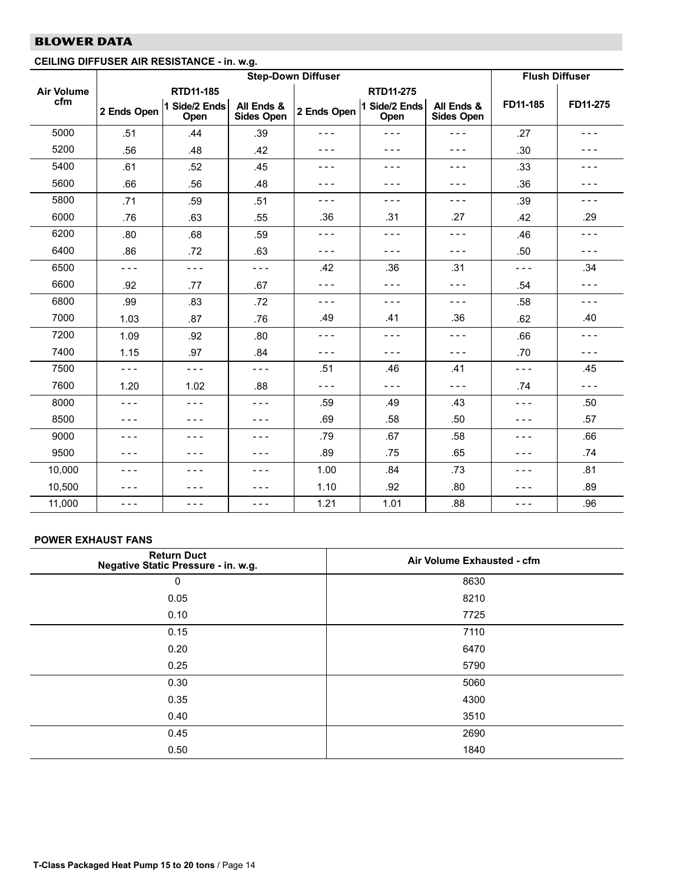## BLOWER DATA

### CEILING DIFFUSER AIR RESISTANCE - in. w.g.

| Air Volume cfm | Step-Down Diffuser | | | | | | Flush Diffuser | |
|---|---|---|---|---|---|---|---|---|
| | RTD11-185 | | | RTD11-275 | | | | |
| | 2 Ends Open | 1 Side/2 Ends Open | All Ends & Sides Open | 2 Ends Open | 1 Side/2 Ends Open | All Ends & Sides Open | FD11-185 | FD11-275 |
| 5000 | .51 | .44 | .39 | - - - | - - - | - - - | .27 | - - - |
| 5200 | .56 | .48 | .42 | - - - | - - - | - - - | .30 | - - - |
| 5400 | .61 | .52 | .45 | - - - | - - - | - - - | .33 | - - - |
| 5600 | .66 | .56 | .48 | - - - | - - - | - - - | .36 | - - - |
| 5800 | .71 | .59 | .51 | - - - | - - - | - - - | .39 | - - - |
| 6000 | .76 | .63 | .55 | .36 | .31 | .27 | .42 | .29 |
| 6200 | .80 | .68 | .59 | - - - | - - - | - - - | .46 | - - - |
| 6400 | .86 | .72 | .63 | - - - | - - - | - - - | .50 | - - - |
| 6500 | - - - | - - - | - - - | .42 | .36 | .31 | - - - | .34 |
| 6600 | .92 | .77 | .67 | - - - | - - - | - - - | .54 | - - - |
| 6800 | .99 | .83 | .72 | - - - | - - - | - - - | .58 | - - - |
| 7000 | 1.03 | .87 | .76 | .49 | .41 | .36 | .62 | .40 |
| 7200 | 1.09 | .92 | .80 | - - - | - - - | - - - | .66 | - - - |
| 7400 | 1.15 | .97 | .84 | - - - | - - - | - - - | .70 | - - - |
| 7500 | - - - | - - - | - - - | .51 | .46 | .41 | - - - | .45 |
| 7600 | 1.20 | 1.02 | .88 | - - - | - - - | - - - | .74 | - - - |
| 8000 | - - - | - - - | - - - | .59 | .49 | .43 | - - - | .50 |
| 8500 | - - - | - - - | - - - | .69 | .58 | .50 | - - - | .57 |
| 9000 | - - - | - - - | - - - | .79 | .67 | .58 | - - - | .66 |
| 9500 | - - - | - - - | - - - | .89 | .75 | .65 | - - - | .74 |
| 10,000 | - - - | - - - | - - - | 1.00 | .84 | .73 | - - - | .81 |
| 10,500 | - - - | - - - | - - - | 1.10 | .92 | .80 | - - - | .89 |
| 11,000 | - - - | - - - | - - - | 1.21 | 1.01 | .88 | - - - | .96 |

### POWER EXHAUST FANS

| Return Duct Negative Static Pressure - in. w.g. | Air Volume Exhausted - cfm |
|---|---|
| 0 | 8630 |
| 0.05 | 8210 |
| 0.10 | 7725 |
| 0.15 | 7110 |
| 0.20 | 6470 |
| 0.25 | 5790 |
| 0.30 | 5060 |
| 0.35 | 4300 |
| 0.40 | 3510 |
| 0.45 | 2690 |
| 0.50 | 1840 |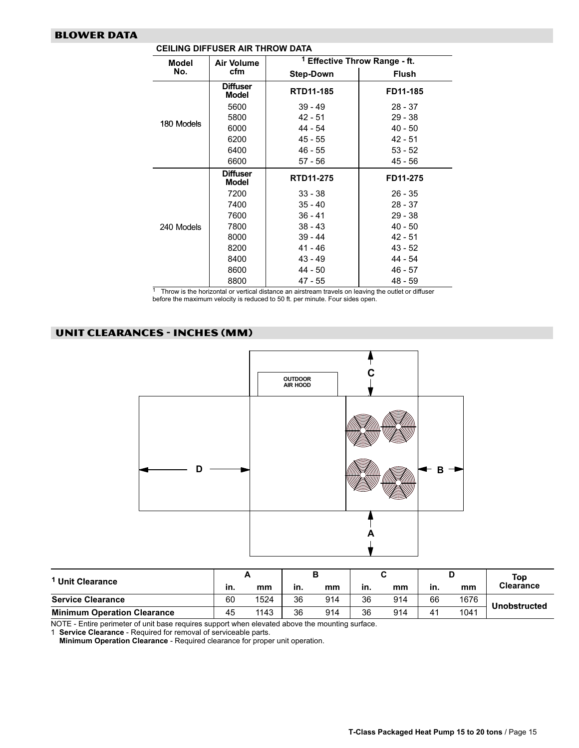## BLOWER DATA

**CEILING DIFFUSER AIR THROW DATA**

| Model No. | Air Volume cfm | [1] Effective Throw Range - ft. | |
|---|---|---|---|
| | | Step-Down | Flush |
| 180 Models | Diffuser Model | RTD11-185 | FD11-185 |
| | 5600 | 39 - 49 | 28 - 37 |
| | 5800 | 42 - 51 | 29 - 38 |
| | 6000 | 44 - 54 | 40 - 50 |
| | 6200 | 45 - 55 | 42 - 51 |
| | 6400 | 46 - 55 | 53 - 52 |
| | 6600 | 57 - 56 | 45 - 56 |
| 240 Models | Diffuser Model | RTD11-275 | FD11-275 |
| | 7200 | 33 - 38 | 26 - 35 |
| | 7400 | 35 - 40 | 28 - 37 |
| | 7600 | 36 - 41 | 29 - 38 |
| | 7800 | 38 - 43 | 40 - 50 |
| | 8000 | 39 - 44 | 42 - 51 |
| | 8200 | 41 - 46 | 43 - 52 |
| | 8400 | 43 - 49 | 44 - 54 |
| | 8600 | 44 - 50 | 46 - 57 |
| | 8800 | 47 - 55 | 48 - 59 |

[1] Throw is the horizontal or vertical distance an airstream travels on leaving the outlet or diffuser before the maximum velocity is reduced to 50 ft. per minute. Four sides open.

## UNIT CLEARANCES - INCHES (MM)

OUTDOOR AIR HOOD

C

D

B

A

| [1] Unit Clearance | A | | B | | C | | D | | Top Clearance |
|---|---|---|---|---|---|---|---|---|---|
| | in. | mm | in. | mm | in. | mm | in. | mm | |
| **Service Clearance** | 60 | 1524 | 36 | 914 | 36 | 914 | 66 | 1676 | Unobstructed |
| **Minimum Operation Clearance** | 45 | 1143 | 36 | 914 | 36 | 914 | 41 | 1041 | Unobstructed |

NOTE - Entire perimeter of unit base requires support when elevated above the mounting surface.

1 **Service Clearance** - Required for removal of serviceable parts.

**Minimum Operation Clearance** - Required clearance for proper unit operation.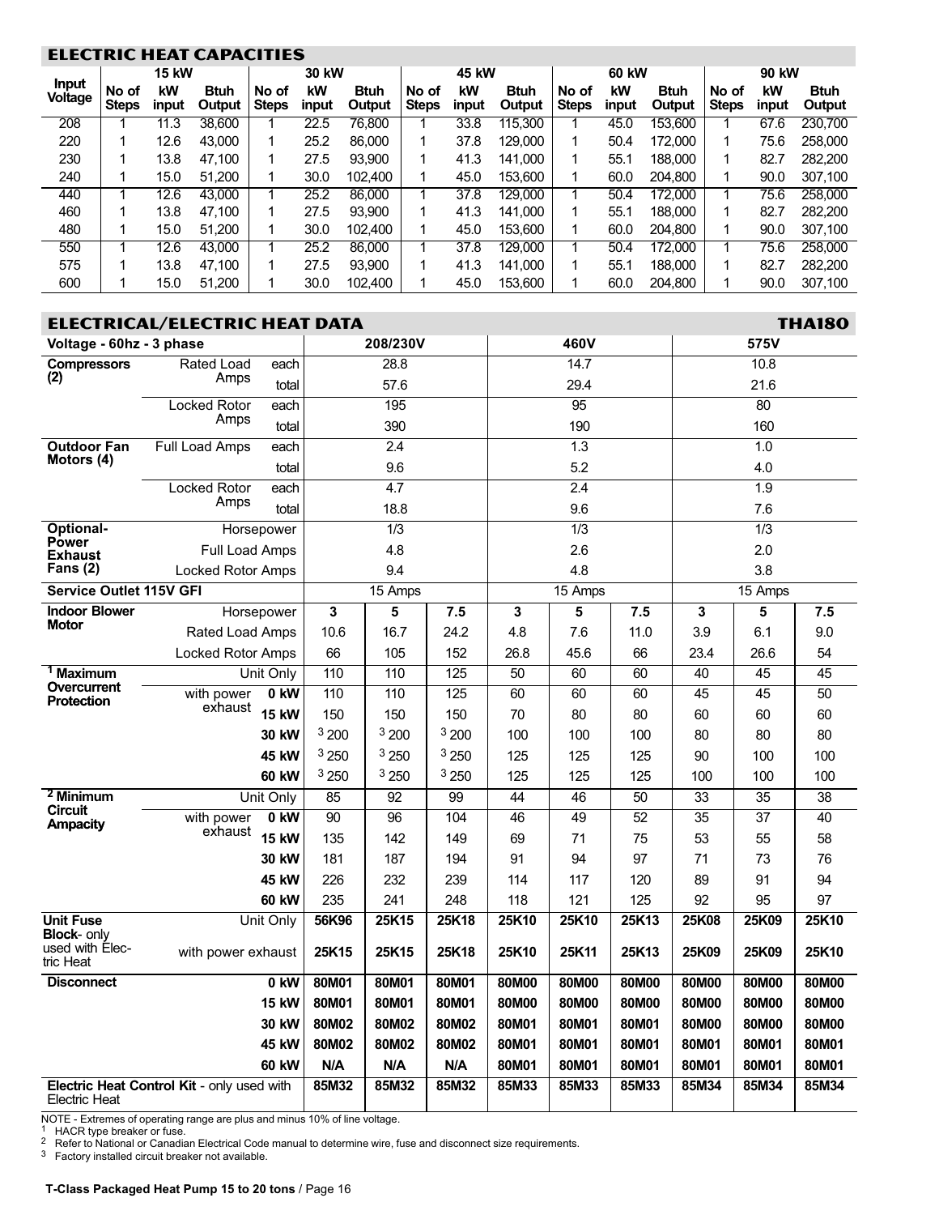## ELECTRIC HEAT CAPACITIES

| Input Voltage | 15 kW | | | 30 kW | | | 45 kW | | | 60 kW | | | 90 kW | | |
|---|---|---|---|---|---|---|---|---|---|---|---|---|---|---|---|
| | No of Steps | kW input | Btuh Output | No of Steps | kW input | Btuh Output | No of Steps | kW input | Btuh Output | No of Steps | kW input | Btuh Output | No of Steps | kW input | Btuh Output |
| 208 | 1 | 11.3 | 38,600 | 1 | 22.5 | 76,800 | 1 | 33.8 | 115,300 | 1 | 45.0 | 153,600 | 1 | 67.6 | 230,700 |
| 220 | 1 | 12.6 | 43,000 | 1 | 25.2 | 86,000 | 1 | 37.8 | 129,000 | 1 | 50.4 | 172,000 | 1 | 75.6 | 258,000 |
| 230 | 1 | 13.8 | 47,100 | 1 | 27.5 | 93,900 | 1 | 41.3 | 141,000 | 1 | 55.1 | 188,000 | 1 | 82.7 | 282,200 |
| 240 | 1 | 15.0 | 51,200 | 1 | 30.0 | 102,400 | 1 | 45.0 | 153,600 | 1 | 60.0 | 204,800 | 1 | 90.0 | 307,100 |
| 440 | 1 | 12.6 | 43,000 | 1 | 25.2 | 86,000 | 1 | 37.8 | 129,000 | 1 | 50.4 | 172,000 | 1 | 75.6 | 258,000 |
| 460 | 1 | 13.8 | 47,100 | 1 | 27.5 | 93,900 | 1 | 41.3 | 141,000 | 1 | 55.1 | 188,000 | 1 | 82.7 | 282,200 |
| 480 | 1 | 15.0 | 51,200 | 1 | 30.0 | 102,400 | 1 | 45.0 | 153,600 | 1 | 60.0 | 204,800 | 1 | 90.0 | 307,100 |
| 550 | 1 | 12.6 | 43,000 | 1 | 25.2 | 86,000 | 1 | 37.8 | 129,000 | 1 | 50.4 | 172,000 | 1 | 75.6 | 258,000 |
| 575 | 1 | 13.8 | 47,100 | 1 | 27.5 | 93,900 | 1 | 41.3 | 141,000 | 1 | 55.1 | 188,000 | 1 | 82.7 | 282,200 |
| 600 | 1 | 15.0 | 51,200 | 1 | 30.0 | 102,400 | 1 | 45.0 | 153,600 | 1 | 60.0 | 204,800 | 1 | 90.0 | 307,100 |

## ELECTRICAL/ELECTRIC HEAT DATA — THA180

| Voltage - 60hz - 3 phase | | | 208/230V | | | 460V | | | 575V | | |
|---|---|---|---|---|---|---|---|---|---|---|---|
| **Compressors (2)** | Rated Load Amps | each | 28.8 | | | 14.7 | | | 10.8 | | |
| | | total | 57.6 | | | 29.4 | | | 21.6 | | |
| | Locked Rotor Amps | each | 195 | | | 95 | | | 80 | | |
| | | total | 390 | | | 190 | | | 160 | | |
| **Outdoor Fan Motors (4)** | Full Load Amps | each | 2.4 | | | 1.3 | | | 1.0 | | |
| | | total | 9.6 | | | 5.2 | | | 4.0 | | |
| | Locked Rotor Amps | each | 4.7 | | | 2.4 | | | 1.9 | | |
| | | total | 18.8 | | | 9.6 | | | 7.6 | | |
| **Optional-Power Exhaust Fans (2)** | Horsepower | | 1/3 | | | 1/3 | | | 1/3 | | |
| | Full Load Amps | | 4.8 | | | 2.6 | | | 2.0 | | |
| | Locked Rotor Amps | | 9.4 | | | 4.8 | | | 3.8 | | |
| **Service Outlet 115V GFI** | | | 15 Amps | | | 15 Amps | | | 15 Amps | | |
| **Indoor Blower Motor** | Horsepower | | **3** | **5** | **7.5** | **3** | **5** | **7.5** | **3** | **5** | **7.5** |
| | Rated Load Amps | | 10.6 | 16.7 | 24.2 | 4.8 | 7.6 | 11.0 | 3.9 | 6.1 | 9.0 |
| | Locked Rotor Amps | | 66 | 105 | 152 | 26.8 | 45.6 | 66 | 23.4 | 26.6 | 54 |
| **[1] Maximum Overcurrent Protection** | Unit Only | | 110 | 110 | 125 | 50 | 60 | 60 | 40 | 45 | 45 |
| | with power exhaust | **0 kW** | 110 | 110 | 125 | 60 | 60 | 60 | 45 | 45 | 50 |
| | | **15 kW** | 150 | 150 | 150 | 70 | 80 | 80 | 60 | 60 | 60 |
| | | **30 kW** | [3] 200 | [3] 200 | [3] 200 | 100 | 100 | 100 | 80 | 80 | 80 |
| | | **45 kW** | [3] 250 | [3] 250 | [3] 250 | 125 | 125 | 125 | 90 | 100 | 100 |
| | | **60 kW** | [3] 250 | [3] 250 | [3] 250 | 125 | 125 | 125 | 100 | 100 | 100 |
| **[2] Minimum Circuit Ampacity** | Unit Only | | 85 | 92 | 99 | 44 | 46 | 50 | 33 | 35 | 38 |
| | with power exhaust | **0 kW** | 90 | 96 | 104 | 46 | 49 | 52 | 35 | 37 | 40 |
| | | **15 kW** | 135 | 142 | 149 | 69 | 71 | 75 | 53 | 55 | 58 |
| | | **30 kW** | 181 | 187 | 194 | 91 | 94 | 97 | 71 | 73 | 76 |
| | | **45 kW** | 226 | 232 | 239 | 114 | 117 | 120 | 89 | 91 | 94 |
| | | **60 kW** | 235 | 241 | 248 | 118 | 121 | 125 | 92 | 95 | 97 |
| **Unit Fuse Block**- only used with Electric Heat | Unit Only | | **56K96** | **25K15** | **25K18** | **25K10** | **25K10** | **25K13** | **25K08** | **25K09** | **25K10** |
| | with power exhaust | | **25K15** | **25K15** | **25K18** | **25K10** | **25K11** | **25K13** | **25K09** | **25K09** | **25K10** |
| **Disconnect** | | **0 kW** | **80M01** | **80M01** | **80M01** | **80M00** | **80M00** | **80M00** | **80M00** | **80M00** | **80M00** |
| | | **15 kW** | **80M01** | **80M01** | **80M01** | **80M00** | **80M00** | **80M00** | **80M00** | **80M00** | **80M00** |
| | | **30 kW** | **80M02** | **80M02** | **80M02** | **80M01** | **80M01** | **80M01** | **80M00** | **80M00** | **80M00** |
| | | **45 kW** | **80M02** | **80M02** | **80M02** | **80M01** | **80M01** | **80M01** | **80M01** | **80M01** | **80M01** |
| | | **60 kW** | **N/A** | **N/A** | **N/A** | **80M01** | **80M01** | **80M01** | **80M01** | **80M01** | **80M01** |
| **Electric Heat Control Kit** - only used with Electric Heat | | | **85M32** | **85M32** | **85M32** | **85M33** | **85M33** | **85M33** | **85M34** | **85M34** | **85M34** |

NOTE - Extremes of operating range are plus and minus 10% of line voltage.

[1] HACR type breaker or fuse.

[2] Refer to National or Canadian Electrical Code manual to determine wire, fuse and disconnect size requirements.

[3] Factory installed circuit breaker not available.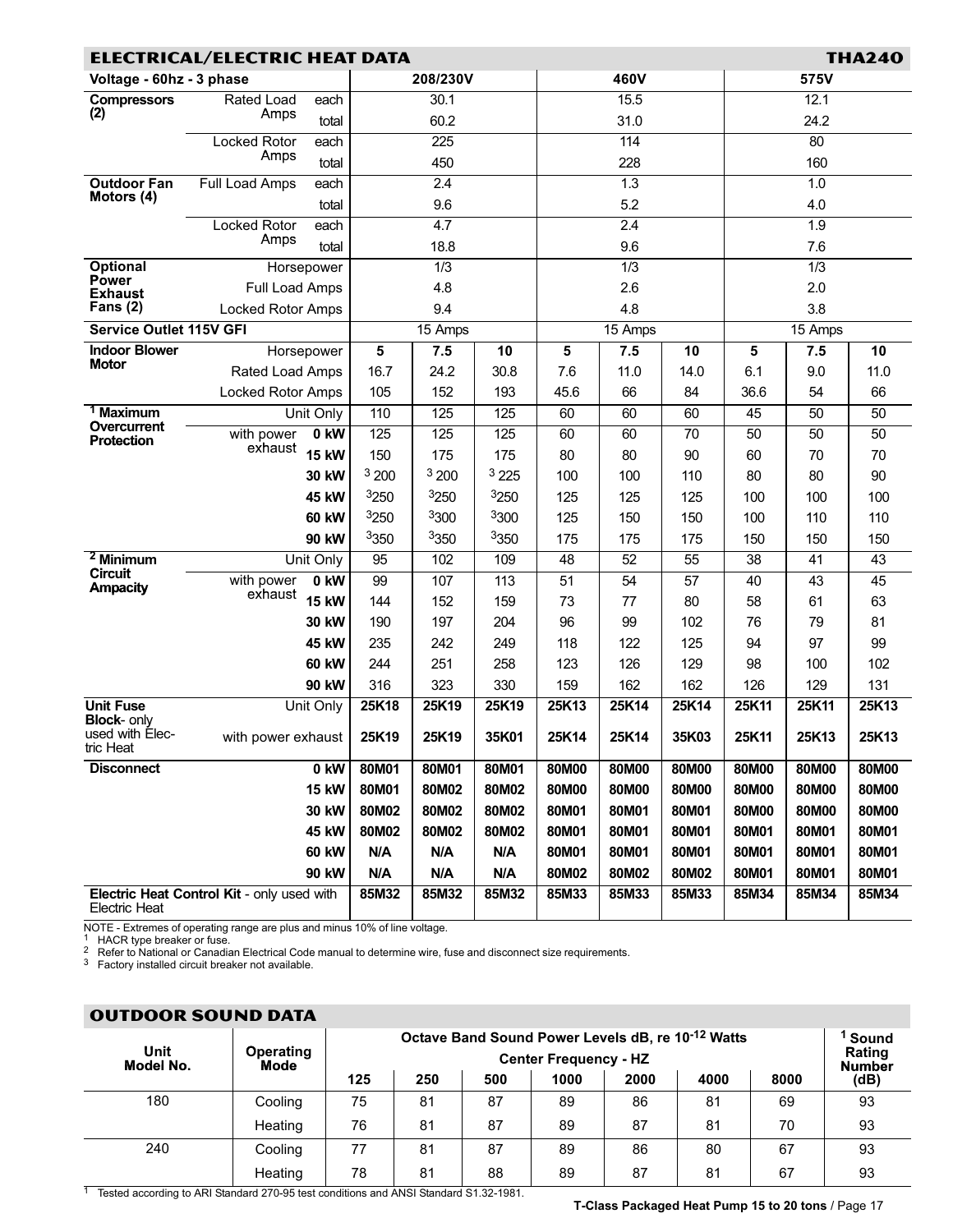## ELECTRICAL/ELECTRIC HEAT DATA — THA240

| Voltage - 60hz - 3 phase | | | | 208/230V | | | 460V | | | 575V | |
|---|---|---|---|---|---|---|---|---|---|---|---|
| Compressors (2) | Rated Load Amps | each | | 30.1 | | | 15.5 | | | 12.1 | |
| | | total | | 60.2 | | | 31.0 | | | 24.2 | |
| | Locked Rotor Amps | each | | 225 | | | 114 | | | 80 | |
| | | total | | 450 | | | 228 | | | 160 | |
| Outdoor Fan Motors (4) | Full Load Amps | each | | 2.4 | | | 1.3 | | | 1.0 | |
| | | total | | 9.6 | | | 5.2 | | | 4.0 | |
| | Locked Rotor Amps | each | | 4.7 | | | 2.4 | | | 1.9 | |
| | | total | | 18.8 | | | 9.6 | | | 7.6 | |
| Optional Power Exhaust Fans (2) | Horsepower | | | 1/3 | | | 1/3 | | | 1/3 | |
| | Full Load Amps | | | 4.8 | | | 2.6 | | | 2.0 | |
| | Locked Rotor Amps | | | 9.4 | | | 4.8 | | | 3.8 | |
| Service Outlet 115V GFI | | | | 15 Amps | | | 15 Amps | | | 15 Amps | |
| Indoor Blower Motor | Horsepower | | 5 | 7.5 | 10 | 5 | 7.5 | 10 | 5 | 7.5 | 10 |
| | Rated Load Amps | | 16.7 | 24.2 | 30.8 | 7.6 | 11.0 | 14.0 | 6.1 | 9.0 | 11.0 |
| | Locked Rotor Amps | | 105 | 152 | 193 | 45.6 | 66 | 84 | 36.6 | 54 | 66 |
| [1] Maximum Overcurrent Protection | Unit Only | | 110 | 125 | 125 | 60 | 60 | 60 | 45 | 50 | 50 |
| | with power exhaust | 0 kW | 125 | 125 | 125 | 60 | 60 | 70 | 50 | 50 | 50 |
| | | 15 kW | 150 | 175 | 175 | 80 | 80 | 90 | 60 | 70 | 70 |
| | | 30 kW | [3] 200 | [3] 200 | [3] 225 | 100 | 100 | 110 | 80 | 80 | 90 |
| | | 45 kW | [3] 250 | [3] 250 | [3] 250 | 125 | 125 | 125 | 100 | 100 | 100 |
| | | 60 kW | [3] 250 | [3] 300 | [3] 300 | 125 | 150 | 150 | 100 | 110 | 110 |
| | | 90 kW | [3] 350 | [3] 350 | [3] 350 | 175 | 175 | 175 | 150 | 150 | 150 |
| [2] Minimum Circuit Ampacity | Unit Only | | 95 | 102 | 109 | 48 | 52 | 55 | 38 | 41 | 43 |
| | with power exhaust | 0 kW | 99 | 107 | 113 | 51 | 54 | 57 | 40 | 43 | 45 |
| | | 15 kW | 144 | 152 | 159 | 73 | 77 | 80 | 58 | 61 | 63 |
| | | 30 kW | 190 | 197 | 204 | 96 | 99 | 102 | 76 | 79 | 81 |
| | | 45 kW | 235 | 242 | 249 | 118 | 122 | 125 | 94 | 97 | 99 |
| | | 60 kW | 244 | 251 | 258 | 123 | 126 | 129 | 98 | 100 | 102 |
| | | 90 kW | 316 | 323 | 330 | 159 | 162 | 162 | 126 | 129 | 131 |
| Unit Fuse Block - only used with Electric Heat | Unit Only | | 25K18 | 25K19 | 25K19 | 25K13 | 25K14 | 25K14 | 25K11 | 25K11 | 25K13 |
| | with power exhaust | | 25K19 | 25K19 | 35K01 | 25K14 | 25K14 | 35K03 | 25K11 | 25K13 | 25K13 |
| Disconnect | | 0 kW | 80M01 | 80M01 | 80M01 | 80M00 | 80M00 | 80M00 | 80M00 | 80M00 | 80M00 |
| | | 15 kW | 80M01 | 80M02 | 80M02 | 80M00 | 80M00 | 80M00 | 80M00 | 80M00 | 80M00 |
| | | 30 kW | 80M02 | 80M02 | 80M02 | 80M01 | 80M01 | 80M01 | 80M00 | 80M00 | 80M00 |
| | | 45 kW | 80M02 | 80M02 | 80M02 | 80M01 | 80M01 | 80M01 | 80M01 | 80M01 | 80M01 |
| | | 60 kW | N/A | N/A | N/A | 80M01 | 80M01 | 80M01 | 80M01 | 80M01 | 80M01 |
| | | 90 kW | N/A | N/A | N/A | 80M02 | 80M02 | 80M02 | 80M01 | 80M01 | 80M01 |
| Electric Heat Control Kit - only used with Electric Heat | | | 85M32 | 85M32 | 85M32 | 85M33 | 85M33 | 85M33 | 85M34 | 85M34 | 85M34 |

NOTE - Extremes of operating range are plus and minus 10% of line voltage.
[1] HACR type breaker or fuse.
[2] Refer to National or Canadian Electrical Code manual to determine wire, fuse and disconnect size requirements.
[3] Factory installed circuit breaker not available.

## OUTDOOR SOUND DATA

| Unit Model No. | Operating Mode | Octave Band Sound Power Levels dB, re $10^{-12}$ Watts — Center Frequency - HZ | | | | | | | [1] Sound Rating Number (dB) |
|---|---|---|---|---|---|---|---|---|---|
| | | 125 | 250 | 500 | 1000 | 2000 | 4000 | 8000 | |
| 180 | Cooling | 75 | 81 | 87 | 89 | 86 | 81 | 69 | 93 |
| | Heating | 76 | 81 | 87 | 89 | 87 | 81 | 70 | 93 |
| 240 | Cooling | 77 | 81 | 87 | 89 | 86 | 80 | 67 | 93 |
| | Heating | 78 | 81 | 88 | 89 | 87 | 81 | 67 | 93 |

[1] Tested according to ARI Standard 270-95 test conditions and ANSI Standard S1.32-1981.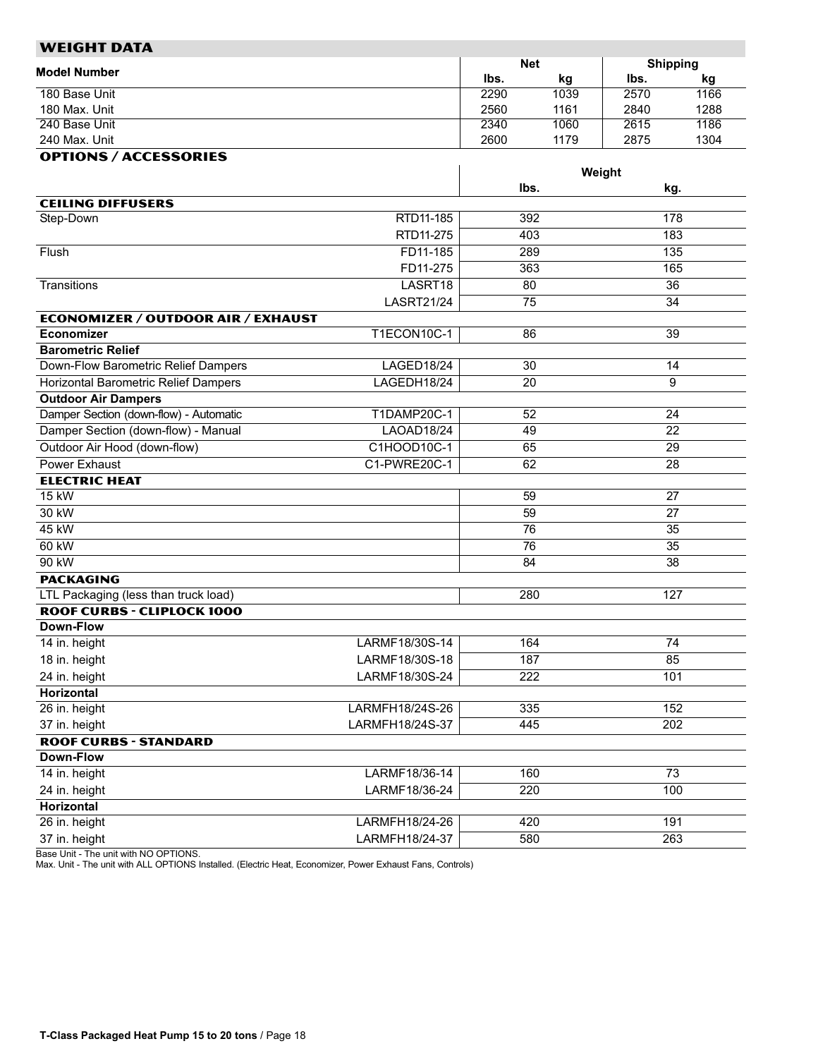## WEIGHT DATA

| Model Number | Net | | Shipping | |
|---|---|---|---|---|
| | lbs. | kg | lbs. | kg |
| 180 Base Unit | 2290 | 1039 | 2570 | 1166 |
| 180 Max. Unit | 2560 | 1161 | 2840 | 1288 |
| 240 Base Unit | 2340 | 1060 | 2615 | 1186 |
| 240 Max. Unit | 2600 | 1179 | 2875 | 1304 |

## OPTIONS / ACCESSORIES

| | | Weight | |
|---|---|---|---|
| | | lbs. | kg. |
| **CEILING DIFFUSERS** | | | |
| Step-Down | RTD11-185 | 392 | 178 |
| | RTD11-275 | 403 | 183 |
| Flush | FD11-185 | 289 | 135 |
| | FD11-275 | 363 | 165 |
| Transitions | LASRT18 | 80 | 36 |
| | LASRT21/24 | 75 | 34 |
| **ECONOMIZER / OUTDOOR AIR / EXHAUST** | | | |
| **Economizer** | T1ECON10C-1 | 86 | 39 |
| **Barometric Relief** | | | |
| Down-Flow Barometric Relief Dampers | LAGED18/24 | 30 | 14 |
| Horizontal Barometric Relief Dampers | LAGEDH18/24 | 20 | 9 |
| **Outdoor Air Dampers** | | | |
| Damper Section (down-flow) - Automatic | T1DAMP20C-1 | 52 | 24 |
| Damper Section (down-flow) - Manual | LAOAD18/24 | 49 | 22 |
| Outdoor Air Hood (down-flow) | C1HOOD10C-1 | 65 | 29 |
| Power Exhaust | C1-PWRE20C-1 | 62 | 28 |
| **ELECTRIC HEAT** | | | |
| 15 kW | | 59 | 27 |
| 30 kW | | 59 | 27 |
| 45 kW | | 76 | 35 |
| 60 kW | | 76 | 35 |
| 90 kW | | 84 | 38 |
| **PACKAGING** | | | |
| LTL Packaging (less than truck load) | | 280 | 127 |
| **ROOF CURBS - CLIPLOCK 1000** | | | |
| **Down-Flow** | | | |
| 14 in. height | LARMF18/30S-14 | 164 | 74 |
| 18 in. height | LARMF18/30S-18 | 187 | 85 |
| 24 in. height | LARMF18/30S-24 | 222 | 101 |
| **Horizontal** | | | |
| 26 in. height | LARMFH18/24S-26 | 335 | 152 |
| 37 in. height | LARMFH18/24S-37 | 445 | 202 |
| **ROOF CURBS - STANDARD** | | | |
| **Down-Flow** | | | |
| 14 in. height | LARMF18/36-14 | 160 | 73 |
| 24 in. height | LARMF18/36-24 | 220 | 100 |
| **Horizontal** | | | |
| 26 in. height | LARMFH18/24-26 | 420 | 191 |
| 37 in. height | LARMFH18/24-37 | 580 | 263 |

Base Unit - The unit with NO OPTIONS.
Max. Unit - The unit with ALL OPTIONS Installed. (Electric Heat, Economizer, Power Exhaust Fans, Controls)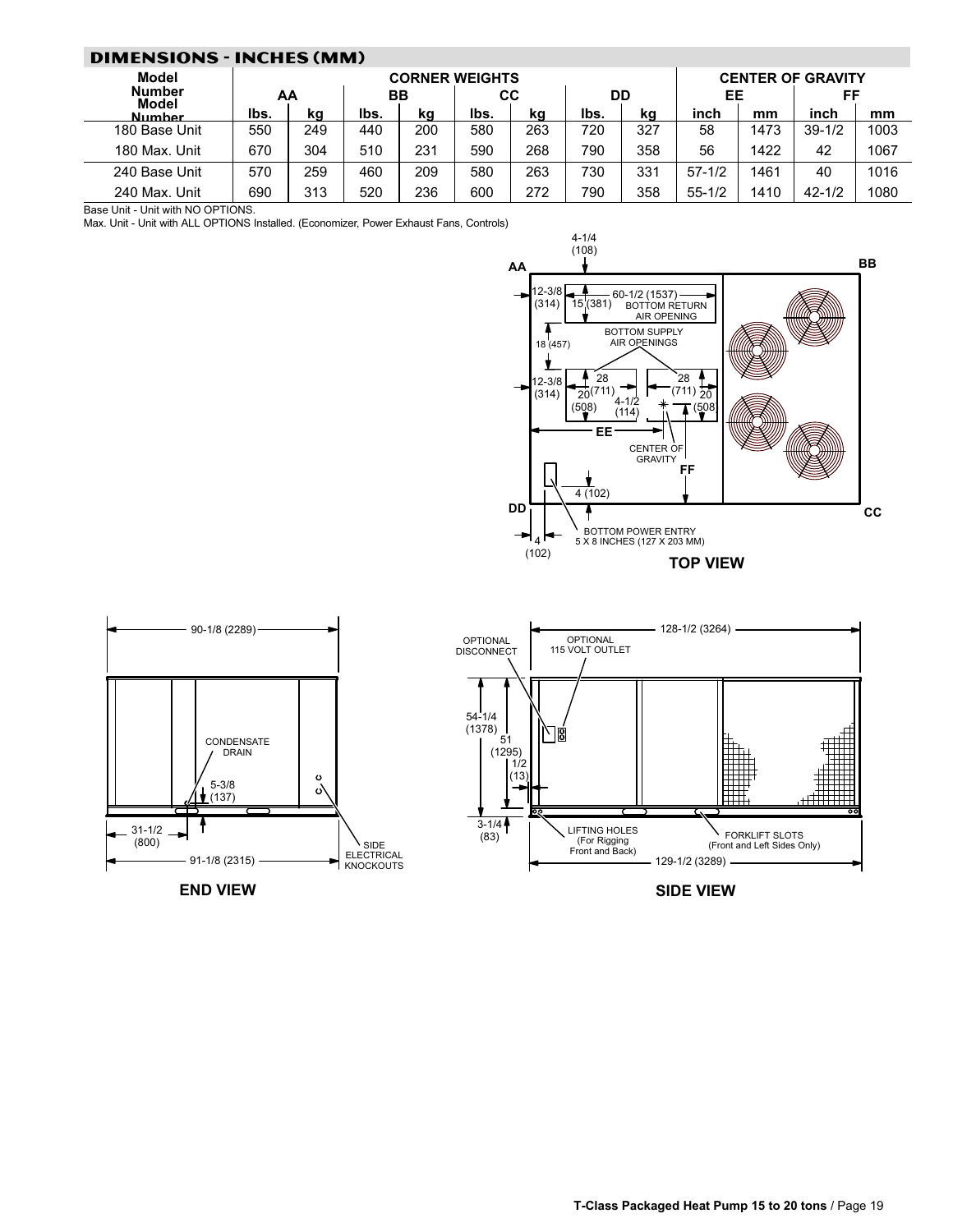## DIMENSIONS - INCHES (MM)

| Model Number | CORNER WEIGHTS | | | | | | | | CENTER OF GRAVITY | | | |
|---|---|---|---|---|---|---|---|---|---|---|---|---|
| | AA | | BB | | CC | | DD | | EE | | FF | |
| Model Number | lbs. | kg | lbs. | kg | lbs. | kg | lbs. | kg | inch | mm | inch | mm |
| 180 Base Unit | 550 | 249 | 440 | 200 | 580 | 263 | 720 | 327 | 58 | 1473 | 39-1/2 | 1003 |
| 180 Max. Unit | 670 | 304 | 510 | 231 | 590 | 268 | 790 | 358 | 56 | 1422 | 42 | 1067 |
| 240 Base Unit | 570 | 259 | 460 | 209 | 580 | 263 | 730 | 331 | 57-1/2 | 1461 | 40 | 1016 |
| 240 Max. Unit | 690 | 313 | 520 | 236 | 600 | 272 | 790 | 358 | 55-1/2 | 1410 | 42-1/2 | 1080 |

Base Unit - Unit with NO OPTIONS.
Max. Unit - Unit with ALL OPTIONS Installed. (Economizer, Power Exhaust Fans, Controls)

4-1/4 (108)
AA
BB
12-3/8 (314)
15 (381)
60-1/2 (1537) BOTTOM RETURN AIR OPENING
BOTTOM SUPPLY AIR OPENINGS
18 (457)
12-3/8 (314)
28 (711)
20 (508)
4-1/2 (114)
28 (711)
20 (508)
EE
CENTER OF GRAVITY
FF
4 (102)
DD
CC
4 (102)
BOTTOM POWER ENTRY 5 X 8 INCHES (127 X 203 MM)

**TOP VIEW**

90-1/8 (2289)
CONDENSATE DRAIN
5-3/8 (137)
31-1/2 (800)
91-1/8 (2315)
SIDE ELECTRICAL KNOCKOUTS

**END VIEW**

OPTIONAL DISCONNECT
OPTIONAL 115 VOLT OUTLET
128-1/2 (3264)
54-1/4 (1378)
51 (1295)
1/2 (13)
3-1/4 (83)
LIFTING HOLES (For Rigging Front and Back)
FORKLIFT SLOTS (Front and Left Sides Only)
129-1/2 (3289)

**SIDE VIEW**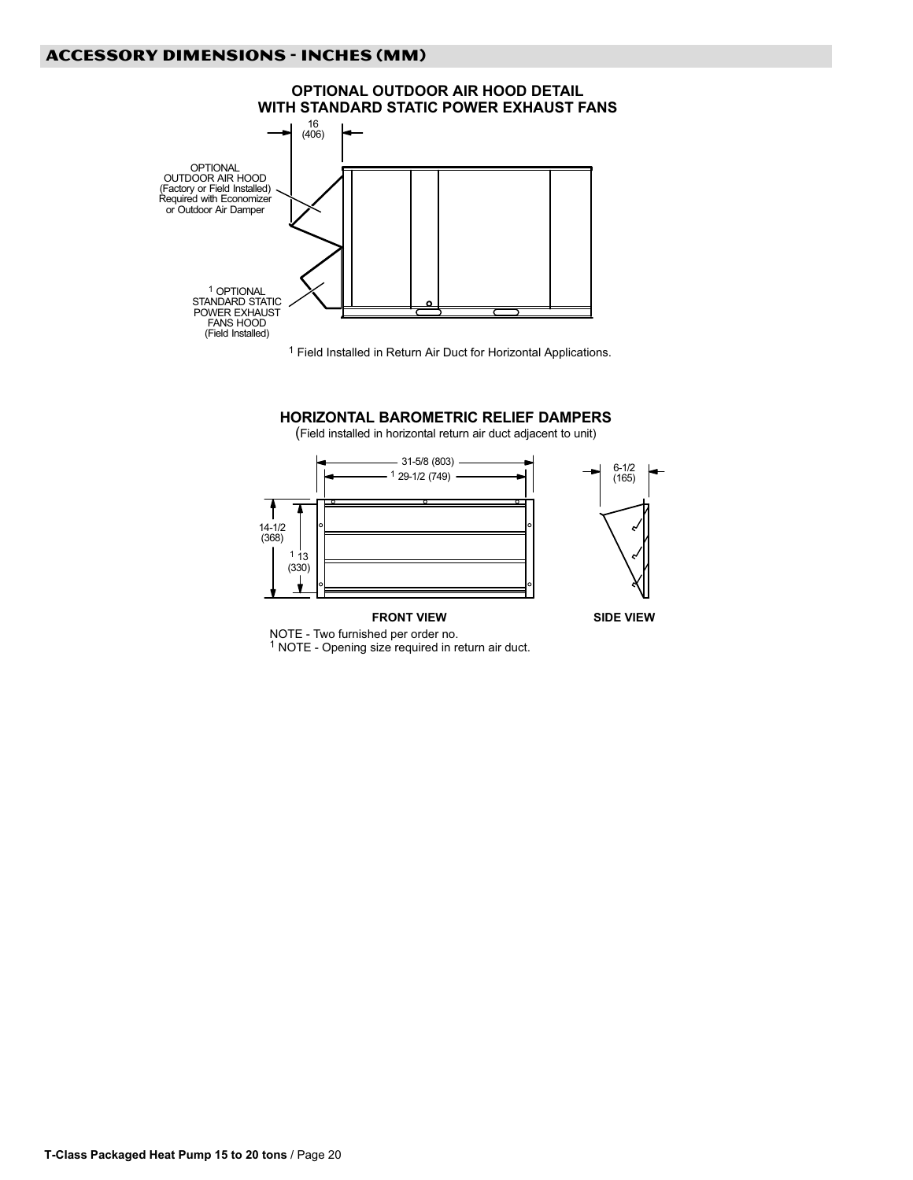## ACCESSORY DIMENSIONS - INCHES (MM)

### OPTIONAL OUTDOOR AIR HOOD DETAIL WITH STANDARD STATIC POWER EXHAUST FANS

16 (406)

OPTIONAL OUTDOOR AIR HOOD (Factory or Field Installed) Required with Economizer or Outdoor Air Damper

[1] OPTIONAL STANDARD STATIC POWER EXHAUST FANS HOOD (Field Installed)

[1] Field Installed in Return Air Duct for Horizontal Applications.

### HORIZONTAL BAROMETRIC RELIEF DAMPERS

(Field installed in horizontal return air duct adjacent to unit)

31-5/8 (803)

[1] 29-1/2 (749)

14-1/2 (368)

[1] 13 (330)

6-1/2 (165)

**FRONT VIEW**

**SIDE VIEW**

NOTE - Two furnished per order no.

[1] NOTE - Opening size required in return air duct.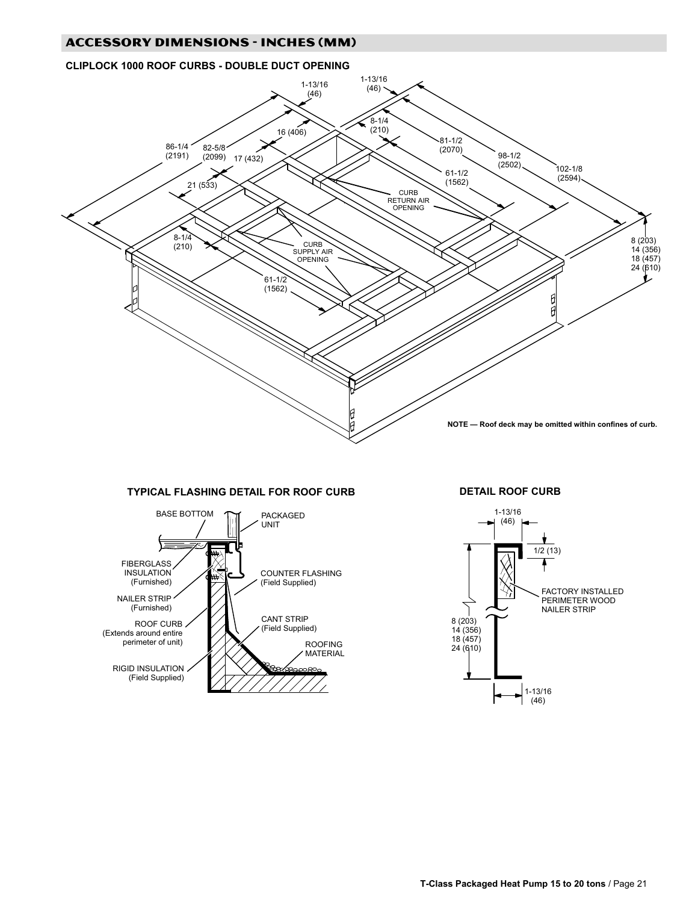## ACCESSORY DIMENSIONS - INCHES (MM)

### CLIPLOCK 1000 ROOF CURBS - DOUBLE DUCT OPENING

1-13/16 (46)

1-13/16 (46)

8-1/4 (210)

16 (406)

81-1/2 (2070)

86-1/4 (2191)

82-5/8 (2099)

17 (432)

98-1/2 (2502)

102-1/8 (2594)

61-1/2 (1562)

21 (533)

CURB RETURN AIR OPENING

8-1/4 (210)

CURB SUPPLY AIR OPENING

8 (203)
14 (356)
18 (457)
24 (610)

61-1/2 (1562)

**NOTE — Roof deck may be omitted within confines of curb.**

### TYPICAL FLASHING DETAIL FOR ROOF CURB

BASE BOTTOM

PACKAGED UNIT

FIBERGLASS INSULATION (Furnished)

COUNTER FLASHING (Field Supplied)

NAILER STRIP (Furnished)

ROOF CURB (Extends around entire perimeter of unit)

CANT STRIP (Field Supplied)

ROOFING MATERIAL

RIGID INSULATION (Field Supplied)

### DETAIL ROOF CURB

1-13/16 (46)

1/2 (13)

FACTORY INSTALLED PERIMETER WOOD NAILER STRIP

8 (203)
14 (356)
18 (457)
24 (610)

1-13/16 (46)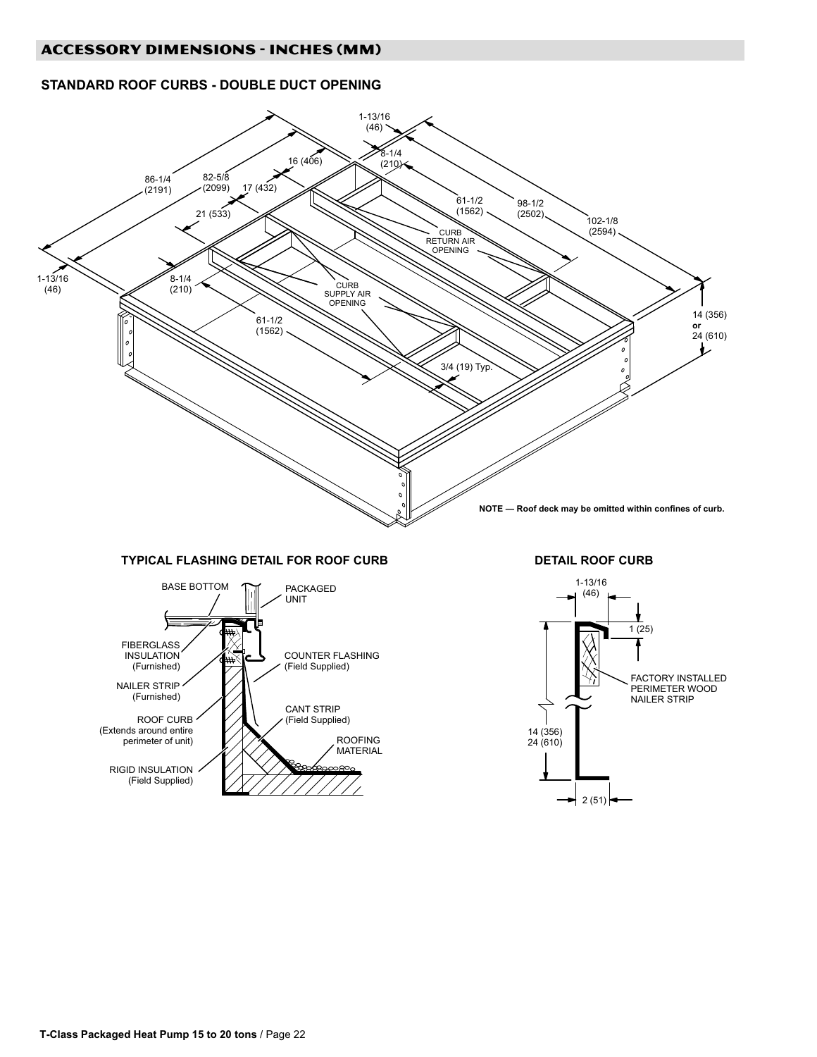## ACCESSORY DIMENSIONS - INCHES (MM)

### STANDARD ROOF CURBS - DOUBLE DUCT OPENING

1-13/16 (46)

8-1/4 (210)

16 (406)

86-1/4 (2191)

82-5/8 (2099)

17 (432)

21 (533)

61-1/2 (1562)

98-1/2 (2502)

102-1/8 (2594)

CURB RETURN AIR OPENING

1-13/16 (46)

8-1/4 (210)

CURB SUPPLY AIR OPENING

61-1/2 (1562)

14 (356) **or** 24 (610)

3/4 (19) Typ.

**NOTE — Roof deck may be omitted within confines of curb.**

### TYPICAL FLASHING DETAIL FOR ROOF CURB

BASE BOTTOM

PACKAGED UNIT

FIBERGLASS INSULATION (Furnished)

COUNTER FLASHING (Field Supplied)

NAILER STRIP (Furnished)

CANT STRIP (Field Supplied)

ROOF CURB (Extends around entire perimeter of unit)

ROOFING MATERIAL

RIGID INSULATION (Field Supplied)

### DETAIL ROOF CURB

1-13/16 (46)

1 (25)

FACTORY INSTALLED PERIMETER WOOD NAILER STRIP

14 (356) 24 (610)

2 (51)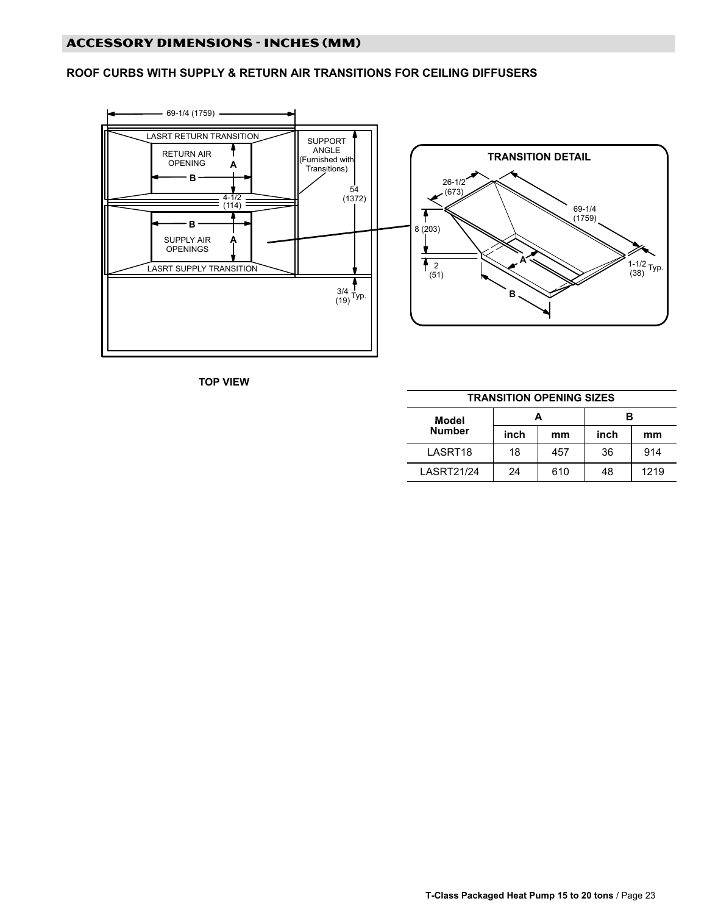## ACCESSORY DIMENSIONS - INCHES (MM)

### ROOF CURBS WITH SUPPLY & RETURN AIR TRANSITIONS FOR CEILING DIFFUSERS

69-1/4 (1759)

LASRT RETURN TRANSITION

RETURN AIR OPENING

A

B

SUPPORT ANGLE (Furnished with Transitions)

4-1/2 (114)

54 (1372)

B

SUPPLY AIR OPENINGS

A

LASRT SUPPLY TRANSITION

3/4 (19) Typ.

**TOP VIEW**

**TRANSITION DETAIL**

26-1/2 (673)

69-1/4 (1759)

8 (203)

2 (51)

A

B

1-1/2 (38) Typ.

| TRANSITION OPENING SIZES | | | | |
|---|---|---|---|---|
| Model Number | A | | B | |
| | inch | mm | inch | mm |
| LASRT18 | 18 | 457 | 36 | 914 |
| LASRT21/24 | 24 | 610 | 48 | 1219 |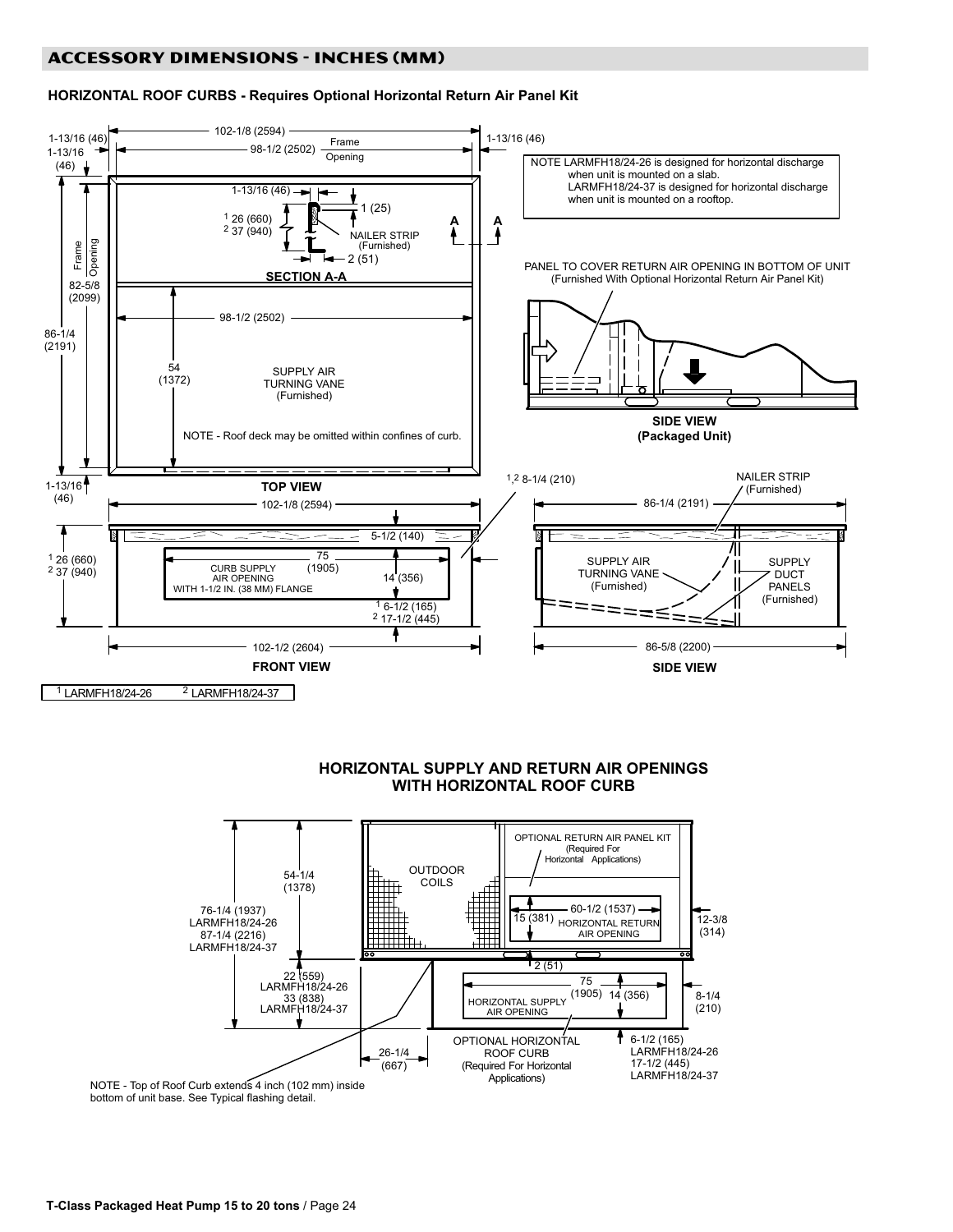## ACCESSORY DIMENSIONS - INCHES (MM)

### HORIZONTAL ROOF CURBS - Requires Optional Horizontal Return Air Panel Kit

NOTE LARMFH18/24-26 is designed for horizontal discharge when unit is mounted on a slab.
LARMFH18/24-37 is designed for horizontal discharge when unit is mounted on a rooftop.

1-13/16 (46)
102-1/8 (2594)
98-1/2 (2502) Frame Opening
1-13/16 (46)
1-13/16 (46)
1 (25)
[1] 26 (660)
[2] 37 (940)
NAILER STRIP (Furnished)
2 (51)
SECTION A-A
Frame Opening 82-5/8 (2099)
86-1/4 (2191)
98-1/2 (2502)
54 (1372)
SUPPLY AIR TURNING VANE (Furnished)
NOTE - Roof deck may be omitted within confines of curb.
1-13/16 (46)
TOP VIEW

PANEL TO COVER RETURN AIR OPENING IN BOTTOM OF UNIT (Furnished With Optional Horizontal Return Air Panel Kit)

SIDE VIEW (Packaged Unit)

102-1/8 (2594)
5-1/2 (140)
[1] 26 (660)
[2] 37 (940)
75 (1905)
CURB SUPPLY AIR OPENING WITH 1-1/2 IN. (38 MM) FLANGE
14 (356)
[1] 6-1/2 (165)
[2] 17-1/2 (445)
[1,2] 8-1/4 (210)
102-1/2 (2604)
FRONT VIEW

NAILER STRIP (Furnished)
86-1/4 (2191)
SUPPLY AIR TURNING VANE (Furnished)
SUPPLY DUCT PANELS (Furnished)
86-5/8 (2200)
SIDE VIEW

[1] LARMFH18/24-26 [2] LARMFH18/24-37

### HORIZONTAL SUPPLY AND RETURN AIR OPENINGS WITH HORIZONTAL ROOF CURB

OPTIONAL RETURN AIR PANEL KIT (Required For Horizontal Applications)
OUTDOOR COILS
54-1/4 (1378)
76-1/4 (1937) LARMFH18/24-26
87-1/4 (2216) LARMFH18/24-37
15 (381)
60-1/2 (1537) HORIZONTAL RETURN AIR OPENING
12-3/8 (314)
2 (51)
22 (559) LARMFH18/24-26
33 (838) LARMFH18/24-37
75 (1905)
14 (356)
HORIZONTAL SUPPLY AIR OPENING
8-1/4 (210)
26-1/4 (667)
OPTIONAL HORIZONTAL ROOF CURB (Required For Horizontal Applications)
6-1/2 (165) LARMFH18/24-26
17-1/2 (445) LARMFH18/24-37

NOTE - Top of Roof Curb extends 4 inch (102 mm) inside bottom of unit base. See Typical flashing detail.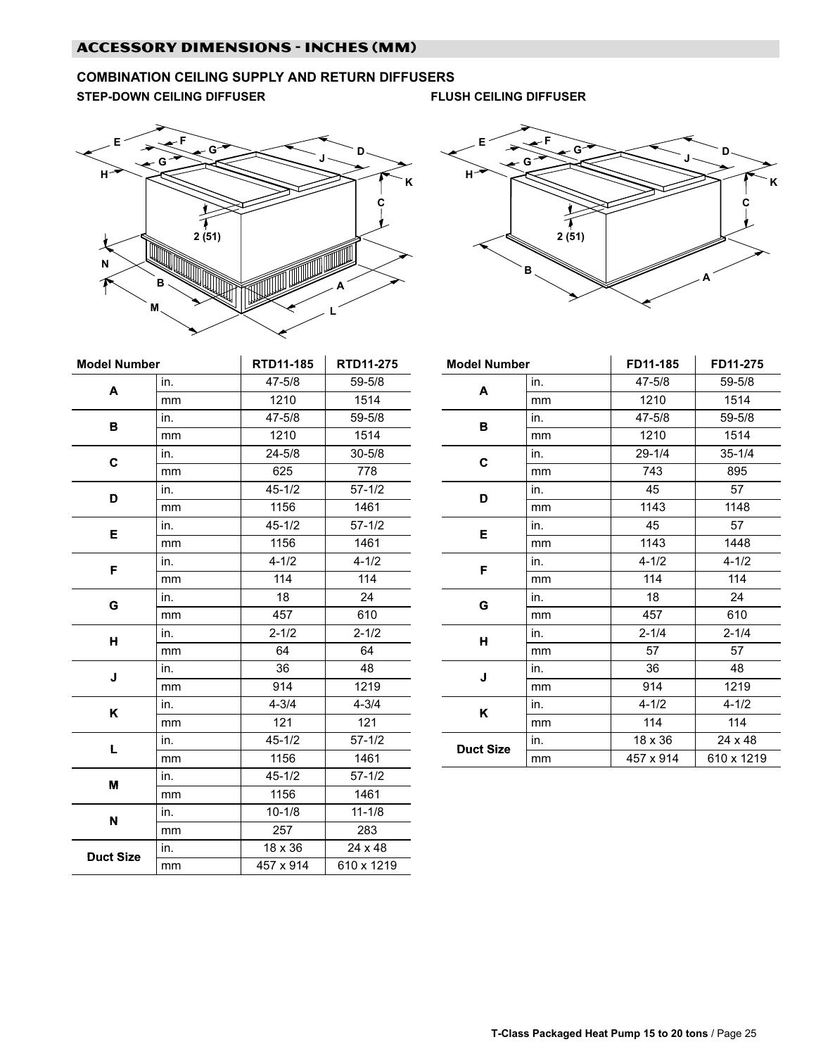## ACCESSORY DIMENSIONS - INCHES (MM)

### COMBINATION CEILING SUPPLY AND RETURN DIFFUSERS

**STEP-DOWN CEILING DIFFUSER**

| Model Number | | RTD11-185 | RTD11-275 |
|---|---|---|---|
| **A** | in. | 47-5/8 | 59-5/8 |
| | mm | 1210 | 1514 |
| **B** | in. | 47-5/8 | 59-5/8 |
| | mm | 1210 | 1514 |
| **C** | in. | 24-5/8 | 30-5/8 |
| | mm | 625 | 778 |
| **D** | in. | 45-1/2 | 57-1/2 |
| | mm | 1156 | 1461 |
| **E** | in. | 45-1/2 | 57-1/2 |
| | mm | 1156 | 1461 |
| **F** | in. | 4-1/2 | 4-1/2 |
| | mm | 114 | 114 |
| **G** | in. | 18 | 24 |
| | mm | 457 | 610 |
| **H** | in. | 2-1/2 | 2-1/2 |
| | mm | 64 | 64 |
| **J** | in. | 36 | 48 |
| | mm | 914 | 1219 |
| **K** | in. | 4-3/4 | 4-3/4 |
| | mm | 121 | 121 |
| **L** | in. | 45-1/2 | 57-1/2 |
| | mm | 1156 | 1461 |
| **M** | in. | 45-1/2 | 57-1/2 |
| | mm | 1156 | 1461 |
| **N** | in. | 10-1/8 | 11-1/8 |
| | mm | 257 | 283 |
| **Duct Size** | in. | 18 x 36 | 24 x 48 |
| | mm | 457 x 914 | 610 x 1219 |

**FLUSH CEILING DIFFUSER**

| Model Number | | FD11-185 | FD11-275 |
|---|---|---|---|
| **A** | in. | 47-5/8 | 59-5/8 |
| | mm | 1210 | 1514 |
| **B** | in. | 47-5/8 | 59-5/8 |
| | mm | 1210 | 1514 |
| **C** | in. | 29-1/4 | 35-1/4 |
| | mm | 743 | 895 |
| **D** | in. | 45 | 57 |
| | mm | 1143 | 1148 |
| **E** | in. | 45 | 57 |
| | mm | 1143 | 1448 |
| **F** | in. | 4-1/2 | 4-1/2 |
| | mm | 114 | 114 |
| **G** | in. | 18 | 24 |
| | mm | 457 | 610 |
| **H** | in. | 2-1/4 | 2-1/4 |
| | mm | 57 | 57 |
| **J** | in. | 36 | 48 |
| | mm | 914 | 1219 |
| **K** | in. | 4-1/2 | 4-1/2 |
| | mm | 114 | 114 |
| **Duct Size** | in. | 18 x 36 | 24 x 48 |
| | mm | 457 x 914 | 610 x 1219 |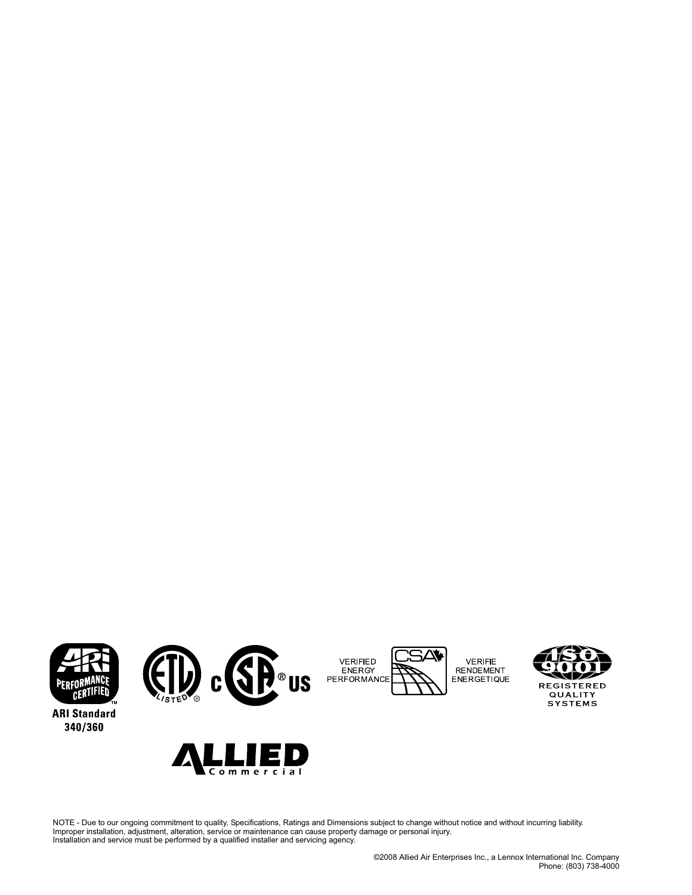ARI Standard 340/360

VERIFIED ENERGY PERFORMANCE

VERIFIE RENDEMENT ENERGETIQUE

REGISTERED QUALITY SYSTEMS

NOTE - Due to our ongoing commitment to quality, Specifications, Ratings and Dimensions subject to change without notice and without incurring liability.
Improper installation, adjustment, alteration, service or maintenance can cause property damage or personal injury.
Installation and service must be performed by a qualified installer and servicing agency.

©2008 Allied Air Enterprises Inc., a Lennox International Inc. Company
Phone: (803) 738-4000